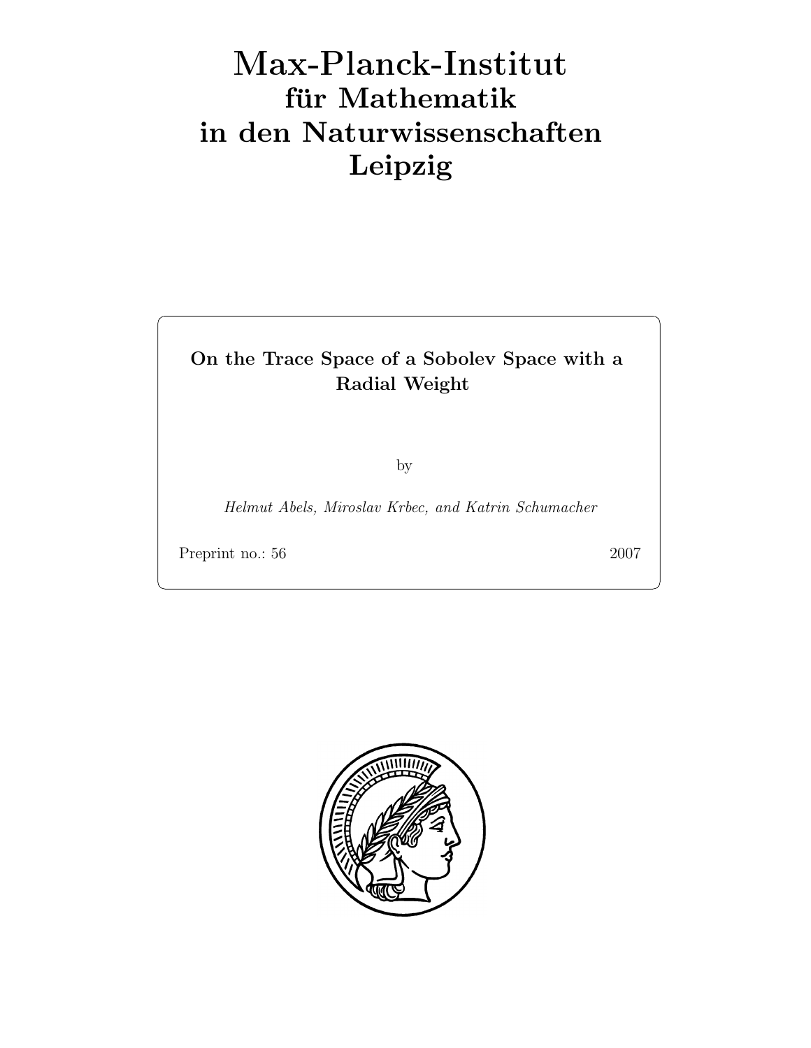# Max-Planck-Institut
# für Mathematik
# in den Naturwissenschaften
# Leipzig

**On the Trace Space of a Sobolev Space with a Radial Weight**

by

*Helmut Abels, Miroslav Krbec, and Katrin Schumacher*

Preprint no.: 56 2007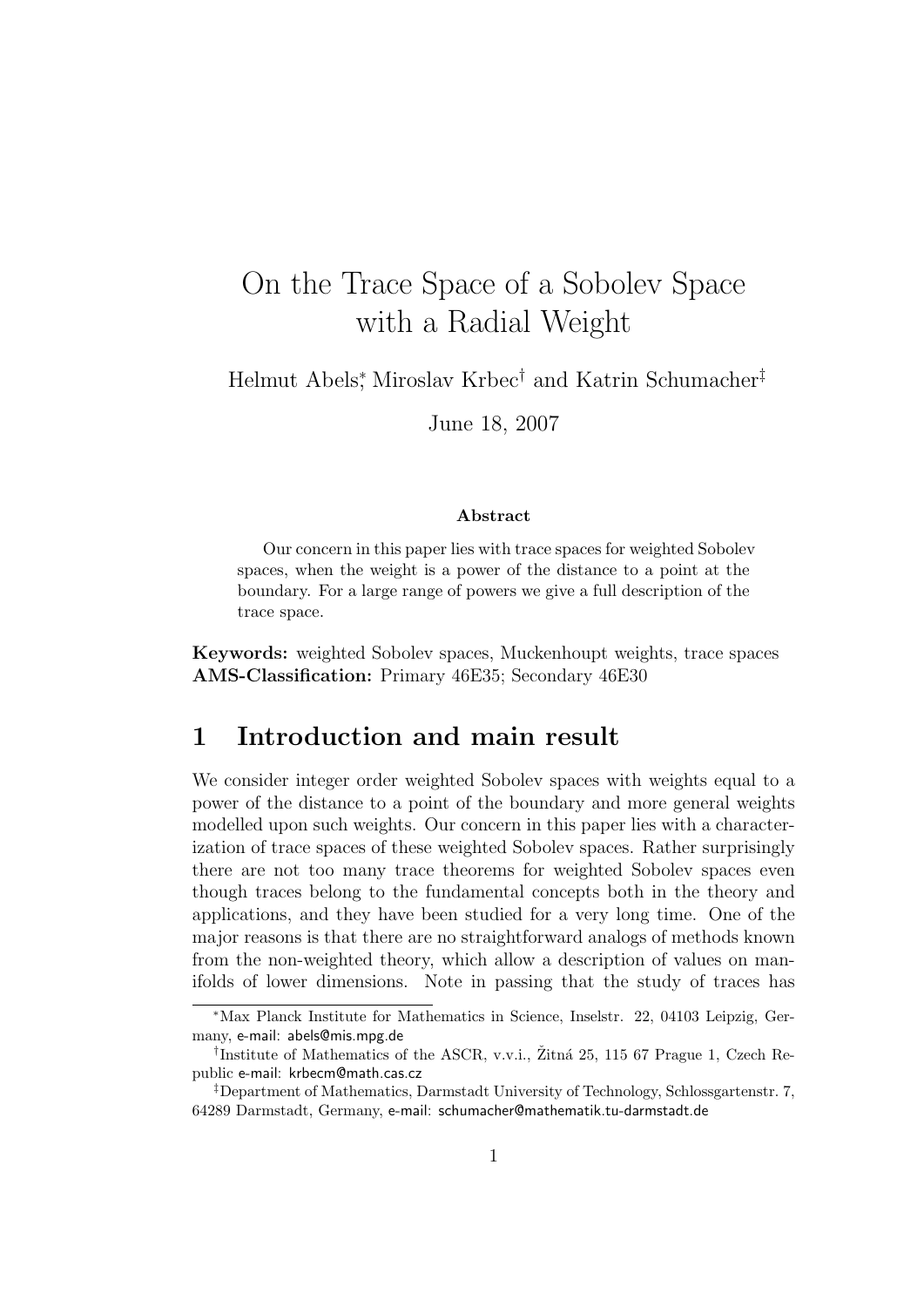# On the Trace Space of a Sobolev Space with a Radial Weight

Helmut Abels[*], Miroslav Krbec[†] and Katrin Schumacher[‡]

June 18, 2007

**Abstract**

Our concern in this paper lies with trace spaces for weighted Sobolev spaces, when the weight is a power of the distance to a point at the boundary. For a large range of powers we give a full description of the trace space.

**Keywords:** weighted Sobolev spaces, Muckenhoupt weights, trace spaces
**AMS-Classification:** Primary 46E35; Secondary 46E30

## 1 Introduction and main result

We consider integer order weighted Sobolev spaces with weights equal to a power of the distance to a point of the boundary and more general weights modelled upon such weights. Our concern in this paper lies with a characterization of trace spaces of these weighted Sobolev spaces. Rather surprisingly there are not too many trace theorems for weighted Sobolev spaces even though traces belong to the fundamental concepts both in the theory and applications, and they have been studied for a very long time. One of the major reasons is that there are no straightforward analogs of methods known from the non-weighted theory, which allow a description of values on manifolds of lower dimensions. Note in passing that the study of traces has

---

[*] Max Planck Institute for Mathematics in Science, Inselstr. 22, 04103 Leipzig, Germany, e-mail: abels@mis.mpg.de

[†] Institute of Mathematics of the ASCR, v.v.i., Žitná 25, 115 67 Prague 1, Czech Republic e-mail: krbecm@math.cas.cz

[‡] Department of Mathematics, Darmstadt University of Technology, Schlossgartenstr. 7, 64289 Darmstadt, Germany, e-mail: schumacher@mathematik.tu-darmstadt.de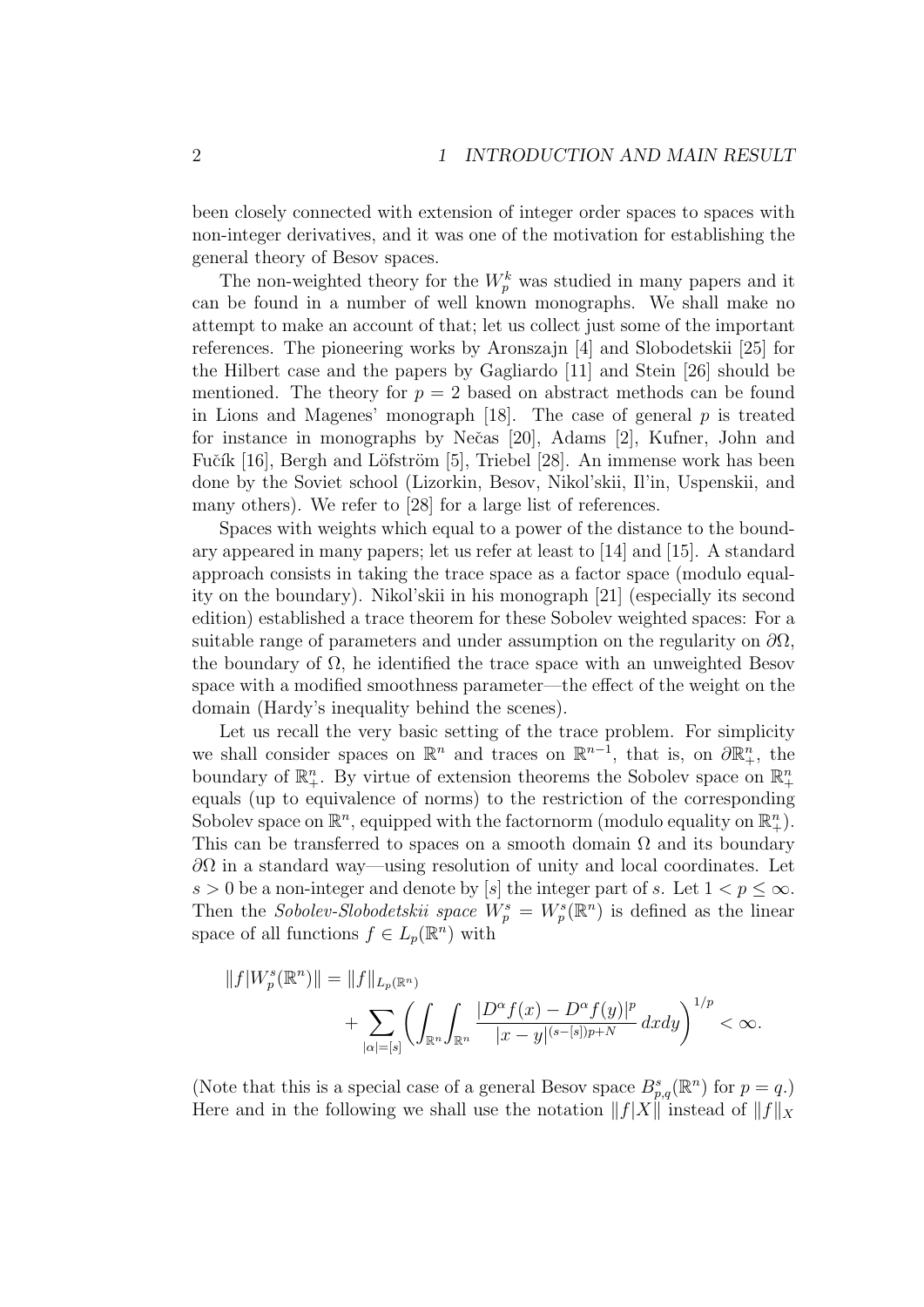been closely connected with extension of integer order spaces to spaces with non-integer derivatives, and it was one of the motivation for establishing the general theory of Besov spaces.

The non-weighted theory for the $W^k_p$ was studied in many papers and it can be found in a number of well known monographs. We shall make no attempt to make an account of that; let us collect just some of the important references. The pioneering works by Aronszajn [4] and Slobodetskii [25] for the Hilbert case and the papers by Gagliardo [11] and Stein [26] should be mentioned. The theory for $p = 2$ based on abstract methods can be found in Lions and Magenes' monograph [18]. The case of general $p$ is treated for instance in monographs by Nečas [20], Adams [2], Kufner, John and Fučík [16], Bergh and Löfström [5], Triebel [28]. An immense work has been done by the Soviet school (Lizorkin, Besov, Nikol'skii, Il'in, Uspenskii, and many others). We refer to [28] for a large list of references.

Spaces with weights which equal to a power of the distance to the boundary appeared in many papers; let us refer at least to [14] and [15]. A standard approach consists in taking the trace space as a factor space (modulo equality on the boundary). Nikol'skii in his monograph [21] (especially its second edition) established a trace theorem for these Sobolev weighted spaces: For a suitable range of parameters and under assumption on the regularity on $\partial\Omega$, the boundary of $\Omega$, he identified the trace space with an unweighted Besov space with a modified smoothness parameter—the effect of the weight on the domain (Hardy's inequality behind the scenes).

Let us recall the very basic setting of the trace problem. For simplicity we shall consider spaces on $\mathbb{R}^n$ and traces on $\mathbb{R}^{n-1}$, that is, on $\partial\mathbb{R}^n_+$, the boundary of $\mathbb{R}^n_+$. By virtue of extension theorems the Sobolev space on $\mathbb{R}^n_+$ equals (up to equivalence of norms) to the restriction of the corresponding Sobolev space on $\mathbb{R}^n$, equipped with the factornorm (modulo equality on $\mathbb{R}^n_+$). This can be transferred to spaces on a smooth domain $\Omega$ and its boundary $\partial\Omega$ in a standard way—using resolution of unity and local coordinates. Let $s > 0$ be a non-integer and denote by $[s]$ the integer part of $s$. Let $1 < p \le \infty$. Then the *Sobolev-Slobodetskii space* $W^s_p = W^s_p(\mathbb{R}^n)$ is defined as the linear space of all functions $f \in L_p(\mathbb{R}^n)$ with

$$\|f|W^s_p(\mathbb{R}^n)\| = \|f\|_{L_p(\mathbb{R}^n)} + \sum_{|\alpha|=[s]} \left( \int_{\mathbb{R}^n}\int_{\mathbb{R}^n} \frac{|D^\alpha f(x) - D^\alpha f(y)|^p}{|x-y|^{(s-[s])p+N}}\, dxdy \right)^{1/p} < \infty.$$

(Note that this is a special case of a general Besov space $B^s_{p,q}(\mathbb{R}^n)$ for $p = q$.) Here and in the following we shall use the notation $\|f|X\|$ instead of $\|f\|_X$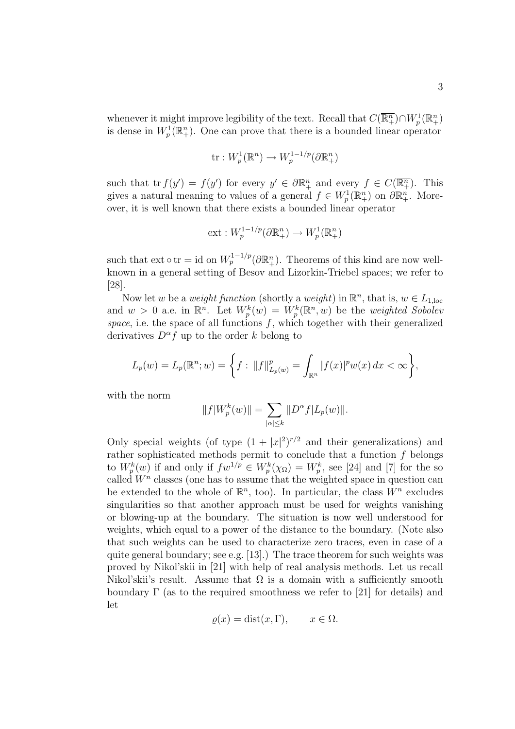whenever it might improve legibility of the text. Recall that $C(\overline{\mathbb{R}^n_+}) \cap W^1_p(\mathbb{R}^n_+)$ is dense in $W^1_p(\mathbb{R}^n_+)$. One can prove that there is a bounded linear operator

$$\operatorname{tr} : W^1_p(\mathbb{R}^n) \to W^{1-1/p}_p(\partial \mathbb{R}^n_+)$$

such that $\operatorname{tr} f(y') = f(y')$ for every $y' \in \partial \mathbb{R}^n_+$ and every $f \in C(\overline{\mathbb{R}^n_+})$. This gives a natural meaning to values of a general $f \in W^1_p(\mathbb{R}^n_+)$ on $\partial \mathbb{R}^n_+$. Moreover, it is well known that there exists a bounded linear operator

$$\operatorname{ext} : W^{1-1/p}_p(\partial \mathbb{R}^n_+) \to W^1_p(\mathbb{R}^n_+)$$

such that $\operatorname{ext} \circ \operatorname{tr} = \operatorname{id}$ on $W^{1-1/p}_p(\partial \mathbb{R}^n_+)$. Theorems of this kind are now well-known in a general setting of Besov and Lizorkin-Triebel spaces; we refer to [28].

Now let $w$ be a *weight function* (shortly a *weight*) in $\mathbb{R}^n$, that is, $w \in L_{1,\mathrm{loc}}$ and $w > 0$ a.e. in $\mathbb{R}^n$. Let $W^k_p(w) = W^k_p(\mathbb{R}^n, w)$ be the *weighted Sobolev space*, i.e. the space of all functions $f$, which together with their generalized derivatives $D^\alpha f$ up to the order $k$ belong to

$$L_p(w) = L_p(\mathbb{R}^n; w) = \left\{ f : \|f\|^p_{L_p(w)} = \int_{\mathbb{R}^n} |f(x)|^p w(x)\, dx < \infty \right\},$$

with the norm

$$\|f|W^k_p(w)\| = \sum_{|\alpha| \le k} \|D^\alpha f|L_p(w)\|.$$

Only special weights (of type $(1+|x|^2)^{r/2}$ and their generalizations) and rather sophisticated methods permit to conclude that a function $f$ belongs to $W^k_p(w)$ if and only if $f w^{1/p} \in W^k_p(\chi_\Omega) = W^k_p$, see [24] and [7] for the so called $W^n$ classes (one has to assume that the weighted space in question can be extended to the whole of $\mathbb{R}^n$, too). In particular, the class $W^n$ excludes singularities so that another approach must be used for weights vanishing or blowing-up at the boundary. The situation is now well understood for weights, which equal to a power of the distance to the boundary. (Note also that such weights can be used to characterize zero traces, even in case of a quite general boundary; see e.g. [13].) The trace theorem for such weights was proved by Nikol'skii in [21] with help of real analysis methods. Let us recall Nikol'skii's result. Assume that $\Omega$ is a domain with a sufficiently smooth boundary $\Gamma$ (as to the required smoothness we refer to [21] for details) and let

$$\varrho(x) = \operatorname{dist}(x, \Gamma), \qquad x \in \Omega.$$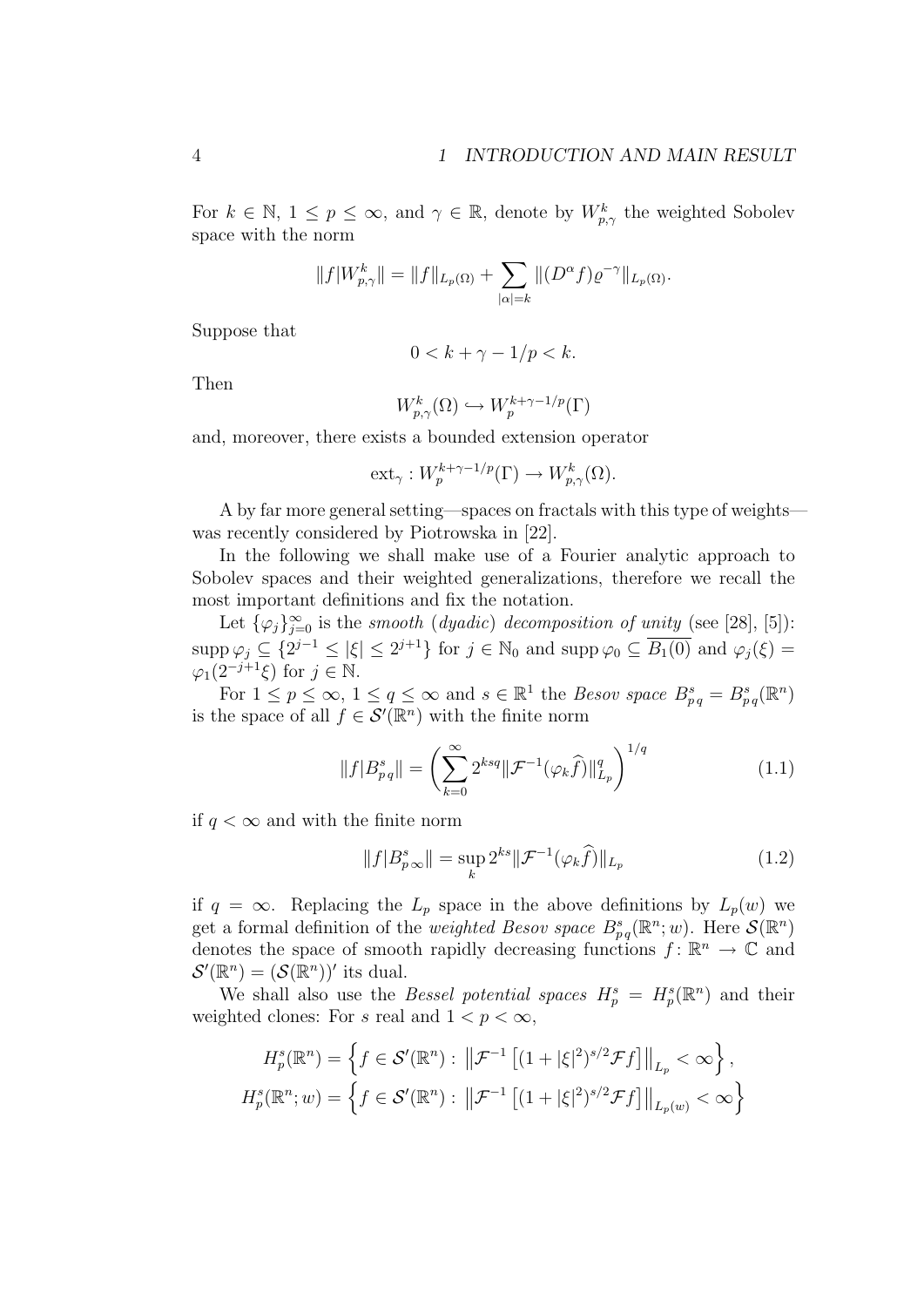For $k \in \mathbb{N}$, $1 \le p \le \infty$, and $\gamma \in \mathbb{R}$, denote by $W^k_{p,\gamma}$ the weighted Sobolev space with the norm

$$\|f|W^k_{p,\gamma}\| = \|f\|_{L_p(\Omega)} + \sum_{|\alpha|=k} \|(D^\alpha f)\varrho^{-\gamma}\|_{L_p(\Omega)}.$$

Suppose that

$$0 < k + \gamma - 1/p < k.$$

Then

$$W^k_{p,\gamma}(\Omega) \hookrightarrow W^{k+\gamma-1/p}_p(\Gamma)$$

and, moreover, there exists a bounded extension operator

$$\mathrm{ext}_\gamma : W^{k+\gamma-1/p}_p(\Gamma) \to W^k_{p,\gamma}(\Omega).$$

A by far more general setting—spaces on fractals with this type of weights—was recently considered by Piotrowska in [22].

In the following we shall make use of a Fourier analytic approach to Sobolev spaces and their weighted generalizations, therefore we recall the most important definitions and fix the notation.

Let $\{\varphi_j\}_{j=0}^\infty$ is the *smooth* (*dyadic*) *decomposition of unity* (see [28], [5]): $\operatorname{supp}\varphi_j \subseteq \{2^{j-1} \le |\xi| \le 2^{j+1}\}$ for $j \in \mathbb{N}_0$ and $\operatorname{supp}\varphi_0 \subseteq \overline{B_1(0)}$ and $\varphi_j(\xi) = \varphi_1(2^{-j+1}\xi)$ for $j \in \mathbb{N}$.

For $1 \le p \le \infty$, $1 \le q \le \infty$ and $s \in \mathbb{R}^1$ the *Besov space* $B^s_{p\,q} = B^s_{p\,q}(\mathbb{R}^n)$ is the space of all $f \in \mathcal{S}'(\mathbb{R}^n)$ with the finite norm

$$\|f|B^s_{p\,q}\| = \left(\sum_{k=0}^\infty 2^{ksq}\|\mathcal{F}^{-1}(\varphi_k\widehat{f})\|^q_{L_p}\right)^{1/q} \tag{1.1}$$

if $q < \infty$ and with the finite norm

$$\|f|B^s_{p\,\infty}\| = \sup_k 2^{ks}\|\mathcal{F}^{-1}(\varphi_k\widehat{f})\|_{L_p} \tag{1.2}$$

if $q = \infty$. Replacing the $L_p$ space in the above definitions by $L_p(w)$ we get a formal definition of the *weighted Besov space* $B^s_{p\,q}(\mathbb{R}^n; w)$. Here $\mathcal{S}(\mathbb{R}^n)$ denotes the space of smooth rapidly decreasing functions $f\colon \mathbb{R}^n \to \mathbb{C}$ and $\mathcal{S}'(\mathbb{R}^n) = (\mathcal{S}(\mathbb{R}^n))'$ its dual.

We shall also use the *Bessel potential spaces* $H^s_p = H^s_p(\mathbb{R}^n)$ and their weighted clones: For $s$ real and $1 < p < \infty$,

$$H^s_p(\mathbb{R}^n) = \left\{f \in \mathcal{S}'(\mathbb{R}^n) : \left\|\mathcal{F}^{-1}\left[(1+|\xi|^2)^{s/2}\mathcal{F}f\right]\right\|_{L_p} < \infty\right\},$$
$$H^s_p(\mathbb{R}^n; w) = \left\{f \in \mathcal{S}'(\mathbb{R}^n) : \left\|\mathcal{F}^{-1}\left[(1+|\xi|^2)^{s/2}\mathcal{F}f\right]\right\|_{L_p(w)} < \infty\right\}$$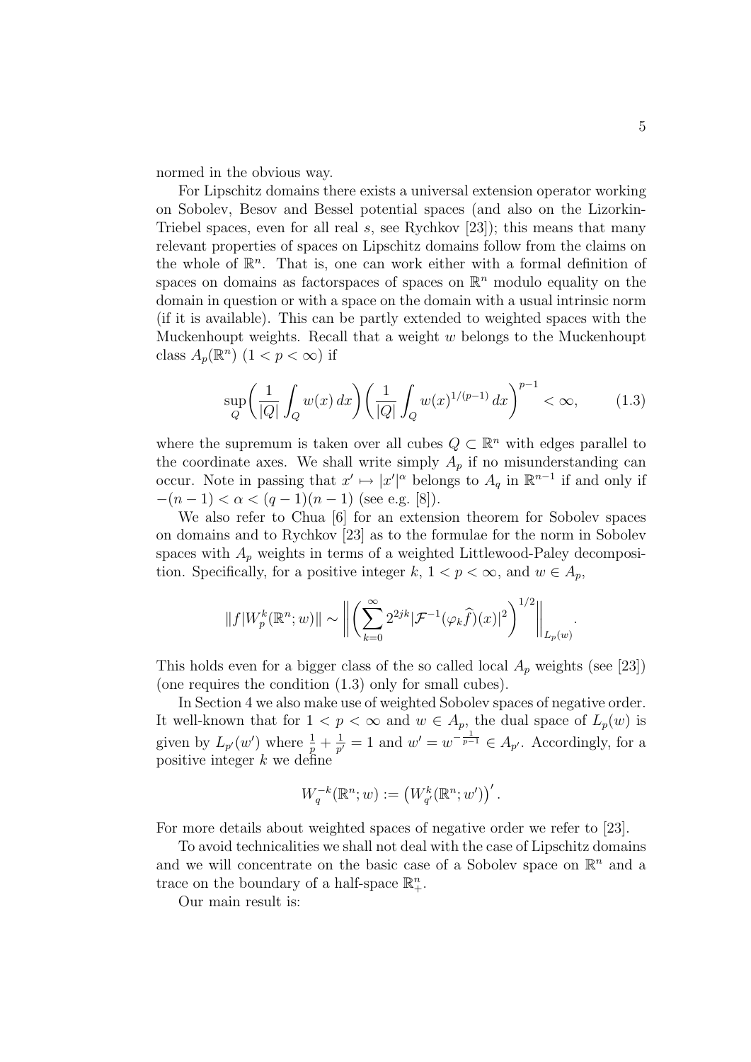normed in the obvious way.

For Lipschitz domains there exists a universal extension operator working on Sobolev, Besov and Bessel potential spaces (and also on the Lizorkin-Triebel spaces, even for all real $s$, see Rychkov [23]); this means that many relevant properties of spaces on Lipschitz domains follow from the claims on the whole of $\mathbb{R}^n$. That is, one can work either with a formal definition of spaces on domains as factorspaces of spaces on $\mathbb{R}^n$ modulo equality on the domain in question or with a space on the domain with a usual intrinsic norm (if it is available). This can be partly extended to weighted spaces with the Muckenhoupt weights. Recall that a weight $w$ belongs to the Muckenhoupt class $A_p(\mathbb{R}^n)$ $(1 < p < \infty)$ if

$$\sup_Q \biggl( \frac{1}{|Q|} \int_Q w(x)\,dx \biggr) \biggl( \frac{1}{|Q|} \int_Q w(x)^{1/(p-1)}\,dx \biggr)^{p-1} < \infty, \tag{1.3}$$

where the supremum is taken over all cubes $Q \subset \mathbb{R}^n$ with edges parallel to the coordinate axes. We shall write simply $A_p$ if no misunderstanding can occur. Note in passing that $x' \mapsto |x'|^\alpha$ belongs to $A_q$ in $\mathbb{R}^{n-1}$ if and only if $-(n-1) < \alpha < (q-1)(n-1)$ (see e.g. [8]).

We also refer to Chua [6] for an extension theorem for Sobolev spaces on domains and to Rychkov [23] as to the formulae for the norm in Sobolev spaces with $A_p$ weights in terms of a weighted Littlewood-Paley decomposition. Specifically, for a positive integer $k$, $1 < p < \infty$, and $w \in A_p$,

$$\|f|W_p^k(\mathbb{R}^n;w)\| \sim \biggl\| \biggl( \sum_{k=0}^{\infty} 2^{2jk} |\mathcal{F}^{-1}(\varphi_k \widehat{f})(x)|^2 \biggr)^{1/2} \biggr\|_{L_p(w)}.$$

This holds even for a bigger class of the so called local $A_p$ weights (see [23]) (one requires the condition (1.3) only for small cubes).

In Section 4 we also make use of weighted Sobolev spaces of negative order. It well-known that for $1 < p < \infty$ and $w \in A_p$, the dual space of $L_p(w)$ is given by $L_{p'}(w')$ where $\frac{1}{p} + \frac{1}{p'} = 1$ and $w' = w^{-\frac{1}{p-1}} \in A_{p'}$. Accordingly, for a positive integer $k$ we define

$$W_q^{-k}(\mathbb{R}^n;w) := \bigl( W_{q'}^k(\mathbb{R}^n;w') \bigr)'.$$

For more details about weighted spaces of negative order we refer to [23].

To avoid technicalities we shall not deal with the case of Lipschitz domains and we will concentrate on the basic case of a Sobolev space on $\mathbb{R}^n$ and a trace on the boundary of a half-space $\mathbb{R}^n_+$.

Our main result is: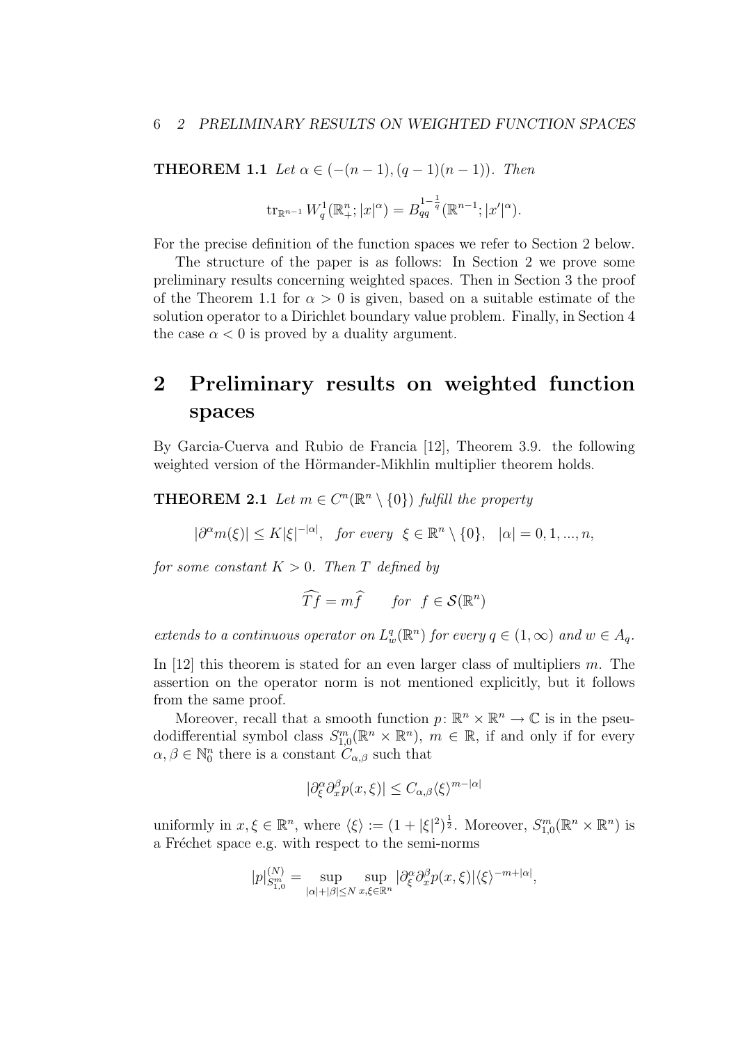**THEOREM 1.1** *Let $\alpha \in (-(n-1), (q-1)(n-1))$. Then*

$$\operatorname{tr}_{\mathbb{R}^{n-1}} W^1_q(\mathbb{R}^n_+; |x|^\alpha) = B^{1-\frac{1}{q}}_{qq}(\mathbb{R}^{n-1}; |x'|^\alpha).$$

For the precise definition of the function spaces we refer to Section 2 below.

The structure of the paper is as follows: In Section 2 we prove some preliminary results concerning weighted spaces. Then in Section 3 the proof of the Theorem 1.1 for $\alpha > 0$ is given, based on a suitable estimate of the solution operator to a Dirichlet boundary value problem. Finally, in Section 4 the case $\alpha < 0$ is proved by a duality argument.

# 2 Preliminary results on weighted function spaces

By Garcia-Cuerva and Rubio de Francia [12], Theorem 3.9. the following weighted version of the Hörmander-Mikhlin multiplier theorem holds.

**THEOREM 2.1** *Let $m \in C^n(\mathbb{R}^n \setminus \{0\})$ fulfill the property*

$$|\partial^\alpha m(\xi)| \leq K|\xi|^{-|\alpha|}, \quad \textit{for every} \;\; \xi \in \mathbb{R}^n \setminus \{0\}, \quad |\alpha| = 0, 1, ..., n,$$

*for some constant $K > 0$. Then $T$ defined by*

$$\widehat{Tf} = m\widehat{f} \qquad \textit{for} \;\; f \in \mathcal{S}(\mathbb{R}^n)$$

*extends to a continuous operator on $L^q_w(\mathbb{R}^n)$ for every $q \in (1, \infty)$ and $w \in A_q$.*

In [12] this theorem is stated for an even larger class of multipliers $m$. The assertion on the operator norm is not mentioned explicitly, but it follows from the same proof.

Moreover, recall that a smooth function $p \colon \mathbb{R}^n \times \mathbb{R}^n \to \mathbb{C}$ is in the pseudodifferential symbol class $S^m_{1,0}(\mathbb{R}^n \times \mathbb{R}^n)$, $m \in \mathbb{R}$, if and only if for every $\alpha, \beta \in \mathbb{N}^n_0$ there is a constant $C_{\alpha,\beta}$ such that

$$|\partial^\alpha_\xi \partial^\beta_x p(x, \xi)| \leq C_{\alpha,\beta} \langle \xi \rangle^{m-|\alpha|}$$

uniformly in $x, \xi \in \mathbb{R}^n$, where $\langle \xi \rangle := (1 + |\xi|^2)^{\frac{1}{2}}$. Moreover, $S^m_{1,0}(\mathbb{R}^n \times \mathbb{R}^n)$ is a Fréchet space e.g. with respect to the semi-norms

$$|p|^{(N)}_{S^m_{1,0}} = \sup_{|\alpha|+|\beta| \leq N} \sup_{x,\xi \in \mathbb{R}^n} |\partial^\alpha_\xi \partial^\beta_x p(x, \xi)| \langle \xi \rangle^{-m+|\alpha|},$$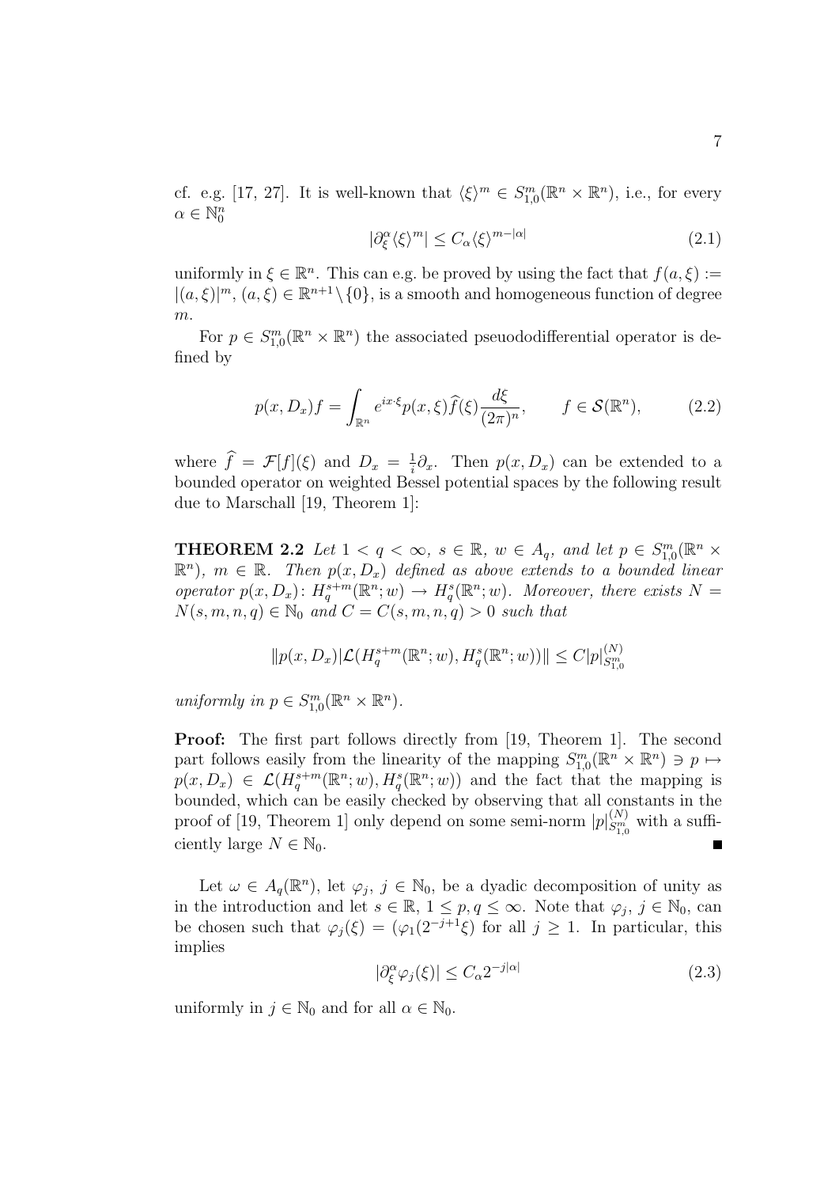cf. e.g. [17, 27]. It is well-known that $\langle\xi\rangle^m \in S^m_{1,0}(\mathbb{R}^n \times \mathbb{R}^n)$, i.e., for every $\alpha \in \mathbb{N}_0^n$

$$|\partial_\xi^\alpha \langle\xi\rangle^m| \le C_\alpha \langle\xi\rangle^{m-|\alpha|} \tag{2.1}$$

uniformly in $\xi \in \mathbb{R}^n$. This can e.g. be proved by using the fact that $f(a,\xi) := |(a,\xi)|^m$, $(a,\xi) \in \mathbb{R}^{n+1}\setminus\{0\}$, is a smooth and homogeneous function of degree $m$.

For $p \in S^m_{1,0}(\mathbb{R}^n \times \mathbb{R}^n)$ the associated pseudodifferential operator is defined by

$$p(x,D_x)f = \int_{\mathbb{R}^n} e^{ix\cdot\xi} p(x,\xi)\widehat{f}(\xi)\frac{d\xi}{(2\pi)^n}, \qquad f \in \mathcal{S}(\mathbb{R}^n), \tag{2.2}$$

where $\widehat{f} = \mathcal{F}[f](\xi)$ and $D_x = \frac{1}{i}\partial_x$. Then $p(x,D_x)$ can be extended to a bounded operator on weighted Bessel potential spaces by the following result due to Marschall [19, Theorem 1]:

**THEOREM 2.2** *Let $1 < q < \infty$, $s \in \mathbb{R}$, $w \in A_q$, and let $p \in S^m_{1,0}(\mathbb{R}^n \times \mathbb{R}^n)$, $m \in \mathbb{R}$. Then $p(x,D_x)$ defined as above extends to a bounded linear operator $p(x,D_x)\colon H^{s+m}_q(\mathbb{R}^n;w) \to H^s_q(\mathbb{R}^n;w)$. Moreover, there exists $N = N(s,m,n,q) \in \mathbb{N}_0$ and $C = C(s,m,n,q) > 0$ such that*

$$\|p(x,D_x)|\mathcal{L}(H^{s+m}_q(\mathbb{R}^n;w), H^s_q(\mathbb{R}^n;w))\| \le C|p|^{(N)}_{S^m_{1,0}}$$

*uniformly in $p \in S^m_{1,0}(\mathbb{R}^n \times \mathbb{R}^n)$.*

**Proof:** The first part follows directly from [19, Theorem 1]. The second part follows easily from the linearity of the mapping $S^m_{1,0}(\mathbb{R}^n \times \mathbb{R}^n) \ni p \mapsto p(x,D_x) \in \mathcal{L}(H^{s+m}_q(\mathbb{R}^n;w), H^s_q(\mathbb{R}^n;w))$ and the fact that the mapping is bounded, which can be easily checked by observing that all constants in the proof of [19, Theorem 1] only depend on some semi-norm $|p|^{(N)}_{S^m_{1,0}}$ with a sufficiently large $N \in \mathbb{N}_0$. ∎

Let $\omega \in A_q(\mathbb{R}^n)$, let $\varphi_j$, $j \in \mathbb{N}_0$, be a dyadic decomposition of unity as in the introduction and let $s \in \mathbb{R}$, $1 \le p, q \le \infty$. Note that $\varphi_j$, $j \in \mathbb{N}_0$, can be chosen such that $\varphi_j(\xi) = (\varphi_1(2^{-j+1}\xi)$ for all $j \ge 1$. In particular, this implies

$$|\partial_\xi^\alpha \varphi_j(\xi)| \le C_\alpha 2^{-j|\alpha|} \tag{2.3}$$

uniformly in $j \in \mathbb{N}_0$ and for all $\alpha \in \mathbb{N}_0$.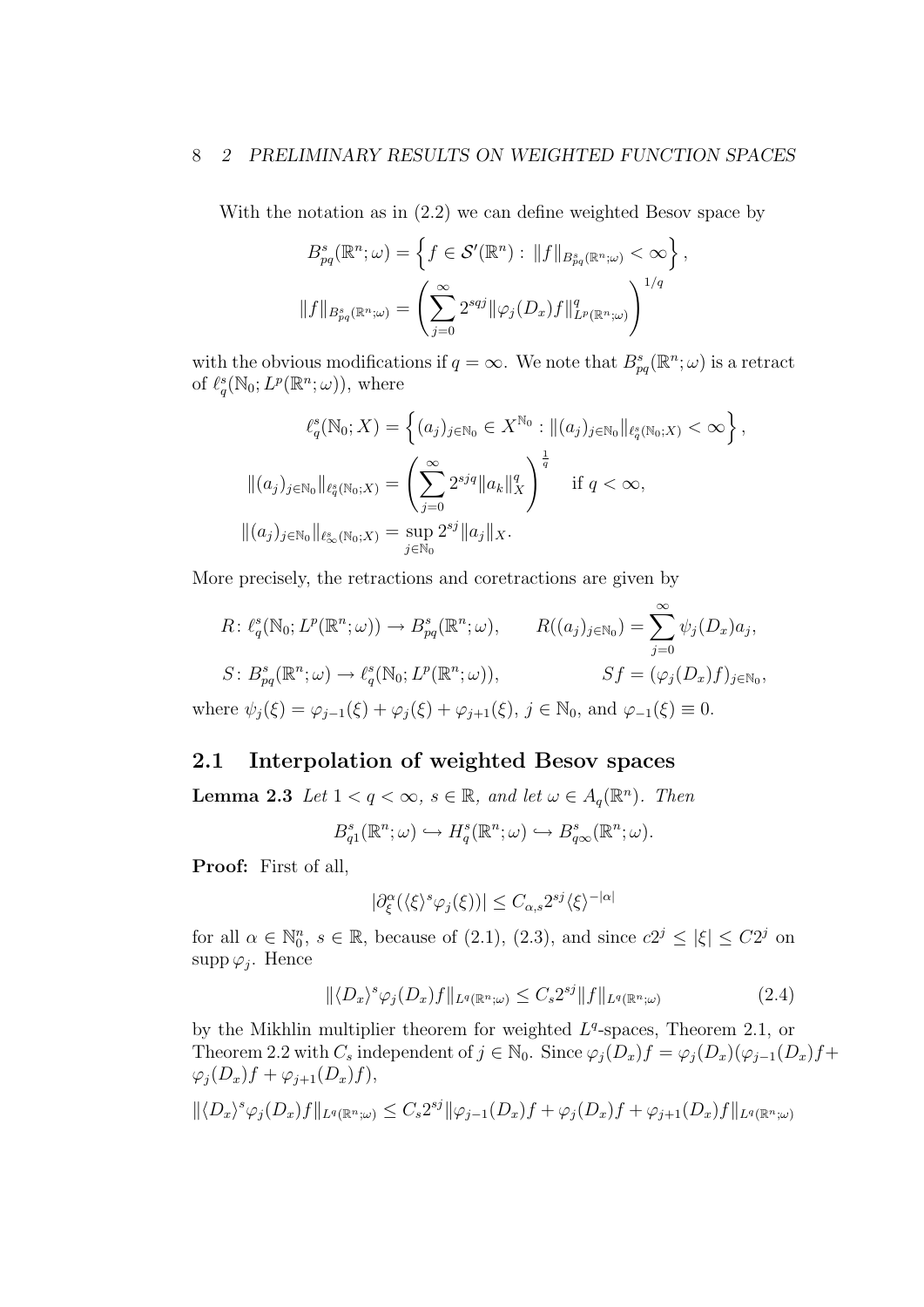With the notation as in (2.2) we can define weighted Besov space by

$$
\begin{aligned}
B^s_{pq}(\mathbb{R}^n;\omega) &= \left\{ f\in \mathcal{S}'(\mathbb{R}^n) : \|f\|_{B^s_{pq}(\mathbb{R}^n;\omega)} < \infty \right\},\\
\|f\|_{B^s_{pq}(\mathbb{R}^n;\omega)} &= \left( \sum_{j=0}^\infty 2^{sqj} \|\varphi_j(D_x)f\|^q_{L^p(\mathbb{R}^n;\omega)} \right)^{1/q}
\end{aligned}
$$

with the obvious modifications if $q=\infty$. We note that $B^s_{pq}(\mathbb{R}^n;\omega)$ is a retract of $\ell^s_q(\mathbb{N}_0;L^p(\mathbb{R}^n;\omega))$, where

$$
\begin{aligned}
\ell^s_q(\mathbb{N}_0;X) &= \left\{ (a_j)_{j\in\mathbb{N}_0} \in X^{\mathbb{N}_0} : \|(a_j)_{j\in\mathbb{N}_0}\|_{\ell^s_q(\mathbb{N}_0;X)} < \infty \right\},\\
\|(a_j)_{j\in\mathbb{N}_0}\|_{\ell^s_q(\mathbb{N}_0;X)} &= \left( \sum_{j=0}^\infty 2^{sjq} \|a_k\|^q_X \right)^{\frac{1}{q}} \quad \text{if } q<\infty,\\
\|(a_j)_{j\in\mathbb{N}_0}\|_{\ell^s_\infty(\mathbb{N}_0;X)} &= \sup_{j\in\mathbb{N}_0} 2^{sj}\|a_j\|_X.
\end{aligned}
$$

More precisely, the retractions and coretractions are given by

$$
\begin{aligned}
R&\colon \ell^s_q(\mathbb{N}_0;L^p(\mathbb{R}^n;\omega)) \to B^s_{pq}(\mathbb{R}^n;\omega), & R((a_j)_{j\in\mathbb{N}_0}) &= \sum_{j=0}^\infty \psi_j(D_x)a_j,\\
S&\colon B^s_{pq}(\mathbb{R}^n;\omega) \to \ell^s_q(\mathbb{N}_0;L^p(\mathbb{R}^n;\omega)), & Sf &= (\varphi_j(D_x)f)_{j\in\mathbb{N}_0},
\end{aligned}
$$

where $\psi_j(\xi)=\varphi_{j-1}(\xi)+\varphi_j(\xi)+\varphi_{j+1}(\xi)$, $j\in\mathbb{N}_0$, and $\varphi_{-1}(\xi)\equiv 0$.

## 2.1 Interpolation of weighted Besov spaces

**Lemma 2.3** *Let $1<q<\infty$, $s\in\mathbb{R}$, and let $\omega\in A_q(\mathbb{R}^n)$. Then*

$$
B^s_{q1}(\mathbb{R}^n;\omega) \hookrightarrow H^s_q(\mathbb{R}^n;\omega) \hookrightarrow B^s_{q\infty}(\mathbb{R}^n;\omega).
$$

**Proof:** First of all,

$$
|\partial^\alpha_\xi(\langle\xi\rangle^s\varphi_j(\xi))| \leq C_{\alpha,s}2^{sj}\langle\xi\rangle^{-|\alpha|}
$$

for all $\alpha\in\mathbb{N}_0^n$, $s\in\mathbb{R}$, because of (2.1), (2.3), and since $c2^j\leq|\xi|\leq C2^j$ on $\operatorname{supp}\varphi_j$. Hence

$$
\|\langle D_x\rangle^s\varphi_j(D_x)f\|_{L^q(\mathbb{R}^n;\omega)} \leq C_s 2^{sj}\|f\|_{L^q(\mathbb{R}^n;\omega)} \tag{2.4}
$$

by the Mikhlin multiplier theorem for weighted $L^q$-spaces, Theorem 2.1, or Theorem 2.2 with $C_s$ independent of $j\in\mathbb{N}_0$. Since $\varphi_j(D_x)f=\varphi_j(D_x)(\varphi_{j-1}(D_x)f+\varphi_j(D_x)f+\varphi_{j+1}(D_x)f)$,

$$
\|\langle D_x\rangle^s\varphi_j(D_x)f\|_{L^q(\mathbb{R}^n;\omega)} \leq C_s 2^{sj}\|\varphi_{j-1}(D_x)f+\varphi_j(D_x)f+\varphi_{j+1}(D_x)f\|_{L^q(\mathbb{R}^n;\omega)}
$$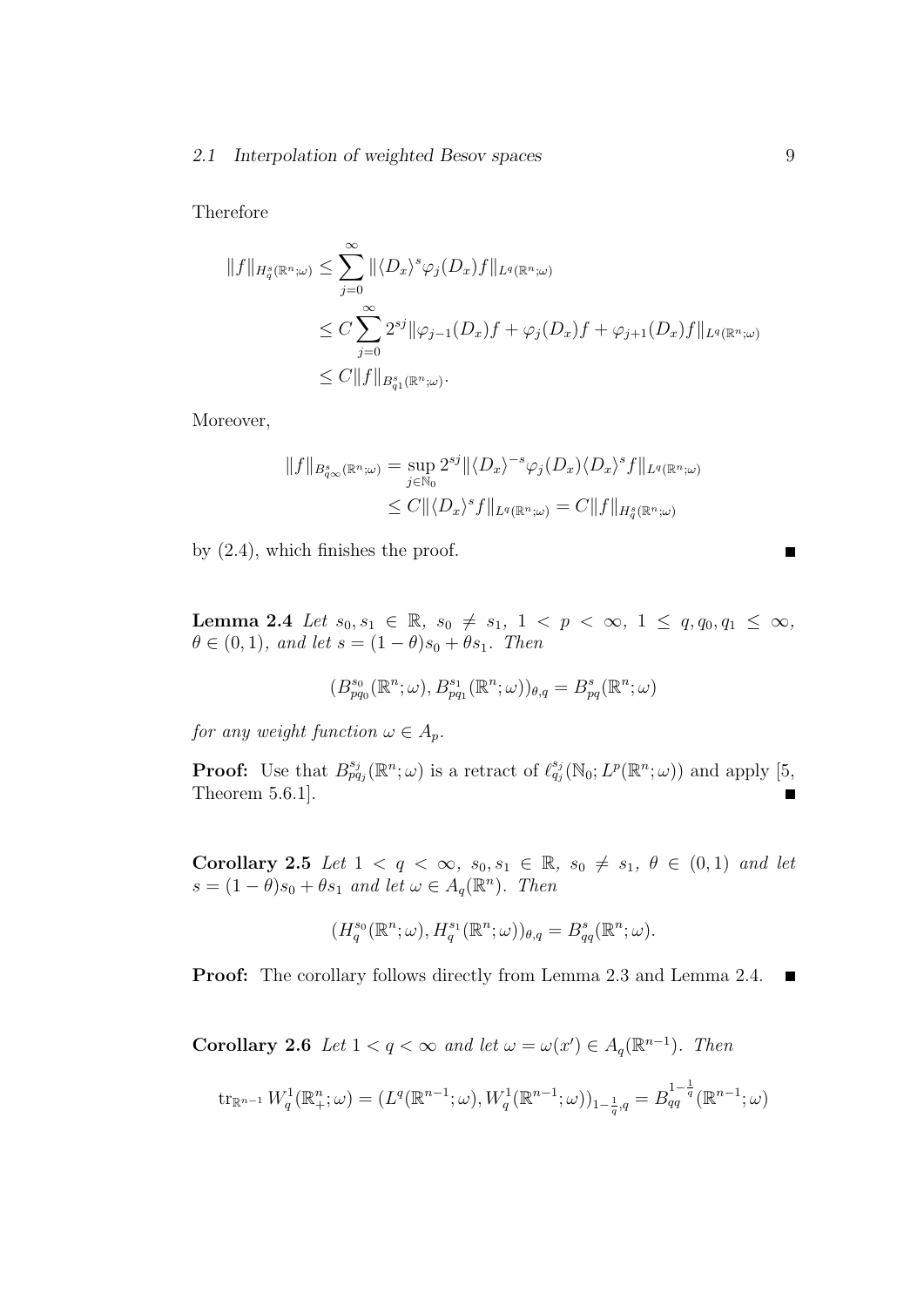Therefore

$$
\begin{aligned}
\|f\|_{H^s_q(\mathbb{R}^n;\omega)} &\le \sum_{j=0}^{\infty} \|\langle D_x\rangle^s \varphi_j(D_x) f\|_{L^q(\mathbb{R}^n;\omega)} \\
&\le C \sum_{j=0}^{\infty} 2^{sj} \|\varphi_{j-1}(D_x)f + \varphi_j(D_x)f + \varphi_{j+1}(D_x)f\|_{L^q(\mathbb{R}^n;\omega)} \\
&\le C\|f\|_{B^s_{q1}(\mathbb{R}^n;\omega)}.
\end{aligned}
$$

Moreover,

$$
\begin{aligned}
\|f\|_{B^s_{q\infty}(\mathbb{R}^n;\omega)} &= \sup_{j\in\mathbb{N}_0} 2^{sj} \|\langle D_x\rangle^{-s} \varphi_j(D_x) \langle D_x\rangle^s f\|_{L^q(\mathbb{R}^n;\omega)} \\
&\le C\|\langle D_x\rangle^s f\|_{L^q(\mathbb{R}^n;\omega)} = C\|f\|_{H^s_q(\mathbb{R}^n;\omega)}
\end{aligned}
$$

by (2.4), which finishes the proof. ∎

**Lemma 2.4** *Let $s_0, s_1 \in \mathbb{R}$, $s_0 \neq s_1$, $1 < p < \infty$, $1 \le q, q_0, q_1 \le \infty$, $\theta \in (0,1)$, and let $s = (1-\theta)s_0 + \theta s_1$. Then*

$$
(B^{s_0}_{pq_0}(\mathbb{R}^n;\omega), B^{s_1}_{pq_1}(\mathbb{R}^n;\omega))_{\theta,q} = B^s_{pq}(\mathbb{R}^n;\omega)
$$

*for any weight function $\omega \in A_p$.*

**Proof:** Use that $B^{s_j}_{pq_j}(\mathbb{R}^n;\omega)$ is a retract of $\ell^{s_j}_{q_j}(\mathbb{N}_0; L^p(\mathbb{R}^n;\omega))$ and apply [5, Theorem 5.6.1]. ∎

**Corollary 2.5** *Let $1 < q < \infty$, $s_0, s_1 \in \mathbb{R}$, $s_0 \neq s_1$, $\theta \in (0,1)$ and let $s = (1-\theta)s_0 + \theta s_1$ and let $\omega \in A_q(\mathbb{R}^n)$. Then*

$$
(H^{s_0}_q(\mathbb{R}^n;\omega), H^{s_1}_q(\mathbb{R}^n;\omega))_{\theta,q} = B^s_{qq}(\mathbb{R}^n;\omega).
$$

**Proof:** The corollary follows directly from Lemma 2.3 and Lemma 2.4. ∎

**Corollary 2.6** *Let $1 < q < \infty$ and let $\omega = \omega(x') \in A_q(\mathbb{R}^{n-1})$. Then*

$$
\operatorname{tr}_{\mathbb{R}^{n-1}} W^1_q(\mathbb{R}^n_+;\omega) = (L^q(\mathbb{R}^{n-1};\omega), W^1_q(\mathbb{R}^{n-1};\omega))_{1-\frac{1}{q},q} = B^{1-\frac{1}{q}}_{qq}(\mathbb{R}^{n-1};\omega)
$$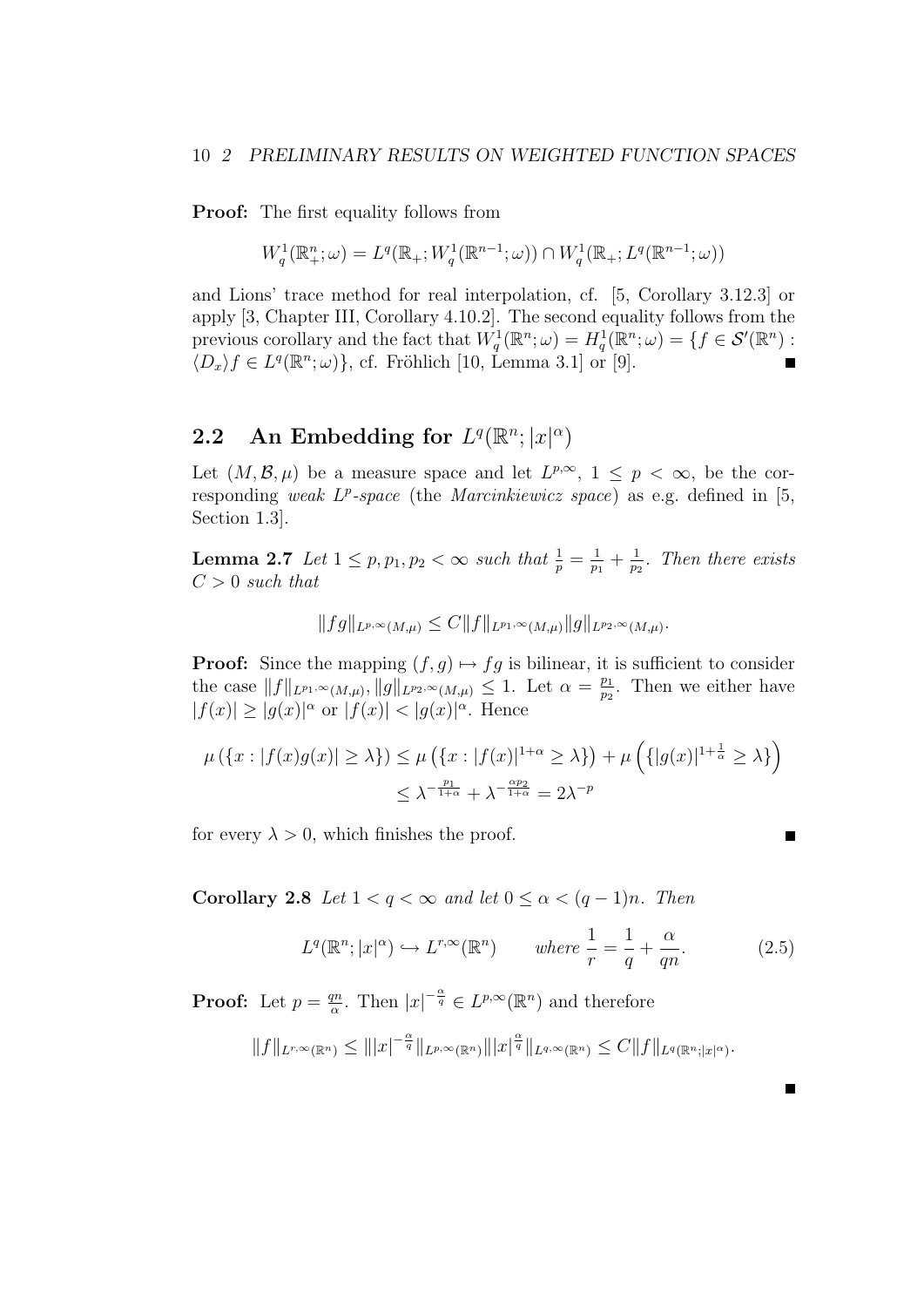**Proof:** The first equality follows from

$$W^1_q(\mathbb{R}^n_+;\omega) = L^q(\mathbb{R}_+; W^1_q(\mathbb{R}^{n-1};\omega)) \cap W^1_q(\mathbb{R}_+; L^q(\mathbb{R}^{n-1};\omega))$$

and Lions' trace method for real interpolation, cf. [5, Corollary 3.12.3] or apply [3, Chapter III, Corollary 4.10.2]. The second equality follows from the previous corollary and the fact that $W^1_q(\mathbb{R}^n;\omega) = H^1_q(\mathbb{R}^n;\omega) = \{f \in \mathcal{S}'(\mathbb{R}^n) : \langle D_x\rangle f \in L^q(\mathbb{R}^n;\omega)\}$, cf. Fröhlich [10, Lemma 3.1] or [9]. ∎

## 2.2 An Embedding for $L^q(\mathbb{R}^n;|x|^\alpha)$

Let $(M,\mathcal{B},\mu)$ be a measure space and let $L^{p,\infty}$, $1 \leq p < \infty$, be the corresponding *weak $L^p$-space* (the *Marcinkiewicz space*) as e.g. defined in [5, Section 1.3].

**Lemma 2.7** *Let $1 \leq p, p_1, p_2 < \infty$ such that $\frac{1}{p} = \frac{1}{p_1} + \frac{1}{p_2}$. Then there exists $C > 0$ such that*

$$\|fg\|_{L^{p,\infty}(M,\mu)} \leq C\|f\|_{L^{p_1,\infty}(M,\mu)}\|g\|_{L^{p_2,\infty}(M,\mu)}.$$

**Proof:** Since the mapping $(f,g) \mapsto fg$ is bilinear, it is sufficient to consider the case $\|f\|_{L^{p_1,\infty}(M,\mu)}, \|g\|_{L^{p_2,\infty}(M,\mu)} \leq 1$. Let $\alpha = \frac{p_1}{p_2}$. Then we either have $|f(x)| \geq |g(x)|^\alpha$ or $|f(x)| < |g(x)|^\alpha$. Hence

$$\begin{aligned}\mu\left(\{x : |f(x)g(x)| \geq \lambda\}\right) &\leq \mu\left(\{x : |f(x)|^{1+\alpha} \geq \lambda\}\right) + \mu\left(\{|g(x)|^{1+\frac{1}{\alpha}} \geq \lambda\}\right)\\ &\leq \lambda^{-\frac{p_1}{1+\alpha}} + \lambda^{-\frac{\alpha p_2}{1+\alpha}} = 2\lambda^{-p}\end{aligned}$$

for every $\lambda > 0$, which finishes the proof. ∎

**Corollary 2.8** *Let $1 < q < \infty$ and let $0 \leq \alpha < (q-1)n$. Then*

$$L^q(\mathbb{R}^n;|x|^\alpha) \hookrightarrow L^{r,\infty}(\mathbb{R}^n) \qquad \text{where } \frac{1}{r} = \frac{1}{q} + \frac{\alpha}{qn}. \tag{2.5}$$

**Proof:** Let $p = \frac{qn}{\alpha}$. Then $|x|^{-\frac{\alpha}{q}} \in L^{p,\infty}(\mathbb{R}^n)$ and therefore

$$\|f\|_{L^{r,\infty}(\mathbb{R}^n)} \leq \||x|^{-\frac{\alpha}{q}}\|_{L^{p,\infty}(\mathbb{R}^n)}\||x|^{\frac{\alpha}{q}}\|_{L^{q,\infty}(\mathbb{R}^n)} \leq C\|f\|_{L^q(\mathbb{R}^n;|x|^\alpha)}.$$

∎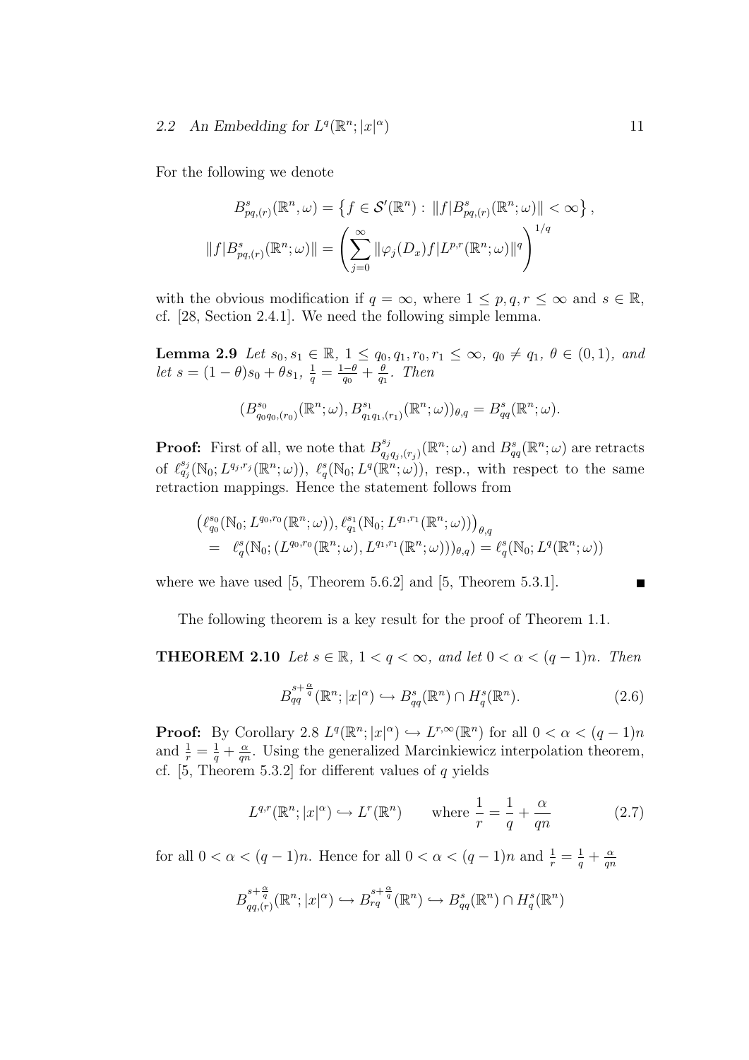For the following we denote

$$B^s_{pq,(r)}(\mathbb{R}^n,\omega) = \left\{ f \in \mathcal{S}'(\mathbb{R}^n) : \|f|B^s_{pq,(r)}(\mathbb{R}^n;\omega)\| < \infty \right\},$$

$$\|f|B^s_{pq,(r)}(\mathbb{R}^n;\omega)\| = \left( \sum_{j=0}^{\infty} \|\varphi_j(D_x)f|L^{p,r}(\mathbb{R}^n;\omega)\|^q \right)^{1/q}$$

with the obvious modification if $q = \infty$, where $1 \leq p,q,r \leq \infty$ and $s \in \mathbb{R}$, cf. [28, Section 2.4.1]. We need the following simple lemma.

**Lemma 2.9** *Let $s_0, s_1 \in \mathbb{R}$, $1 \leq q_0, q_1, r_0, r_1 \leq \infty$, $q_0 \neq q_1$, $\theta \in (0,1)$, and let $s = (1-\theta)s_0 + \theta s_1$, $\frac{1}{q} = \frac{1-\theta}{q_0} + \frac{\theta}{q_1}$. Then*

$$(B^{s_0}_{q_0q_0,(r_0)}(\mathbb{R}^n;\omega), B^{s_1}_{q_1q_1,(r_1)}(\mathbb{R}^n;\omega))_{\theta,q} = B^s_{qq}(\mathbb{R}^n;\omega).$$

**Proof:** First of all, we note that $B^{s_j}_{q_jq_j,(r_j)}(\mathbb{R}^n;\omega)$ and $B^s_{qq}(\mathbb{R}^n;\omega)$ are retracts of $\ell^{s_j}_{q_j}(\mathbb{N}_0; L^{q_j,r_j}(\mathbb{R}^n;\omega))$, $\ell^s_q(\mathbb{N}_0; L^q(\mathbb{R}^n;\omega))$, resp., with respect to the same retraction mappings. Hence the statement follows from

$$\begin{aligned}
&\left(\ell^{s_0}_{q_0}(\mathbb{N}_0; L^{q_0,r_0}(\mathbb{R}^n;\omega)), \ell^{s_1}_{q_1}(\mathbb{N}_0; L^{q_1,r_1}(\mathbb{R}^n;\omega))\right)_{\theta,q} \\
&= \ell^s_q(\mathbb{N}_0; (L^{q_0,r_0}(\mathbb{R}^n;\omega), L^{q_1,r_1}(\mathbb{R}^n;\omega)))_{\theta,q}) = \ell^s_q(\mathbb{N}_0; L^q(\mathbb{R}^n;\omega))
\end{aligned}$$

where we have used [5, Theorem 5.6.2] and [5, Theorem 5.3.1]. ∎

The following theorem is a key result for the proof of Theorem 1.1.

**THEOREM 2.10** *Let $s \in \mathbb{R}$, $1 < q < \infty$, and let $0 < \alpha < (q-1)n$. Then*

$$B^{s+\frac{\alpha}{q}}_{qq}(\mathbb{R}^n;|x|^\alpha) \hookrightarrow B^s_{qq}(\mathbb{R}^n) \cap H^s_q(\mathbb{R}^n). \tag{2.6}$$

**Proof:** By Corollary 2.8 $L^q(\mathbb{R}^n;|x|^\alpha) \hookrightarrow L^{r,\infty}(\mathbb{R}^n)$ for all $0 < \alpha < (q-1)n$ and $\frac{1}{r} = \frac{1}{q} + \frac{\alpha}{qn}$. Using the generalized Marcinkiewicz interpolation theorem, cf. [5, Theorem 5.3.2] for different values of $q$ yields

$$L^{q,r}(\mathbb{R}^n;|x|^\alpha) \hookrightarrow L^r(\mathbb{R}^n) \qquad \text{where } \frac{1}{r} = \frac{1}{q} + \frac{\alpha}{qn} \tag{2.7}$$

for all $0 < \alpha < (q-1)n$. Hence for all $0 < \alpha < (q-1)n$ and $\frac{1}{r} = \frac{1}{q} + \frac{\alpha}{qn}$

$$B^{s+\frac{\alpha}{q}}_{qq,(r)}(\mathbb{R}^n;|x|^\alpha) \hookrightarrow B^{s+\frac{\alpha}{q}}_{rq}(\mathbb{R}^n) \hookrightarrow B^s_{qq}(\mathbb{R}^n) \cap H^s_q(\mathbb{R}^n)$$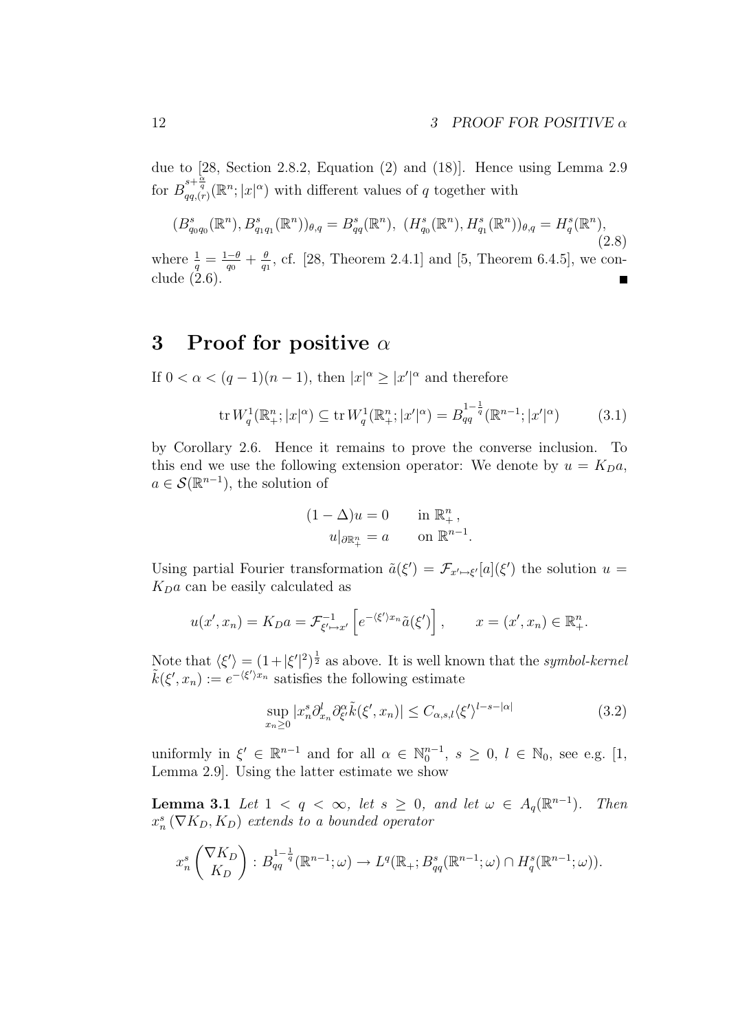due to [28, Section 2.8.2, Equation (2) and (18)]. Hence using Lemma 2.9 for $B^{s+\frac{\alpha}{q}}_{qq,(r)}(\mathbb{R}^n;|x|^\alpha)$ with different values of $q$ together with

$$(B^s_{q_0q_0}(\mathbb{R}^n), B^s_{q_1q_1}(\mathbb{R}^n))_{\theta,q} = B^s_{qq}(\mathbb{R}^n),\ (H^s_{q_0}(\mathbb{R}^n), H^s_{q_1}(\mathbb{R}^n))_{\theta,q} = H^s_q(\mathbb{R}^n), \tag{2.8}$$

where $\frac{1}{q} = \frac{1-\theta}{q_0} + \frac{\theta}{q_1}$, cf. [28, Theorem 2.4.1] and [5, Theorem 6.4.5], we conclude (2.6). ■

# 3 Proof for positive $\alpha$

If $0 < \alpha < (q-1)(n-1)$, then $|x|^\alpha \geq |x'|^\alpha$ and therefore

$$\operatorname{tr} W^1_q(\mathbb{R}^n_+;|x|^\alpha) \subseteq \operatorname{tr} W^1_q(\mathbb{R}^n_+;|x'|^\alpha) = B^{1-\frac{1}{q}}_{qq}(\mathbb{R}^{n-1};|x'|^\alpha) \tag{3.1}$$

by Corollary 2.6. Hence it remains to prove the converse inclusion. To this end we use the following extension operator: We denote by $u = K_D a$, $a \in \mathcal{S}(\mathbb{R}^{n-1})$, the solution of

$$\begin{aligned} (1-\Delta)u &= 0 \qquad \text{in } \mathbb{R}^n_+, \\ u|_{\partial\mathbb{R}^n_+} &= a \qquad \text{on } \mathbb{R}^{n-1}. \end{aligned}$$

Using partial Fourier transformation $\tilde{a}(\xi') = \mathcal{F}_{x'\mapsto\xi'}[a](\xi')$ the solution $u = K_D a$ can be easily calculated as

$$u(x', x_n) = K_D a = \mathcal{F}^{-1}_{\xi'\mapsto x'}\left[e^{-\langle\xi'\rangle x_n}\tilde{a}(\xi')\right], \qquad x = (x', x_n) \in \mathbb{R}^n_+.$$

Note that $\langle\xi'\rangle = (1+|\xi'|^2)^{\frac{1}{2}}$ as above. It is well known that the *symbol-kernel* $\tilde{k}(\xi', x_n) := e^{-\langle\xi'\rangle x_n}$ satisfies the following estimate

$$\sup_{x_n \geq 0} |x_n^s \partial^l_{x_n} \partial^\alpha_{\xi'} \tilde{k}(\xi', x_n)| \leq C_{\alpha,s,l} \langle\xi'\rangle^{l-s-|\alpha|} \tag{3.2}$$

uniformly in $\xi' \in \mathbb{R}^{n-1}$ and for all $\alpha \in \mathbb{N}^{n-1}_0$, $s \geq 0$, $l \in \mathbb{N}_0$, see e.g. [1, Lemma 2.9]. Using the latter estimate we show

**Lemma 3.1** *Let $1 < q < \infty$, let $s \geq 0$, and let $\omega \in A_q(\mathbb{R}^{n-1})$. Then $x_n^s(\nabla K_D, K_D)$ extends to a bounded operator*

$$x_n^s \begin{pmatrix} \nabla K_D \\ K_D \end{pmatrix} : B^{1-\frac{1}{q}}_{qq}(\mathbb{R}^{n-1};\omega) \to L^q(\mathbb{R}_+; B^s_{qq}(\mathbb{R}^{n-1};\omega) \cap H^s_q(\mathbb{R}^{n-1};\omega)).$$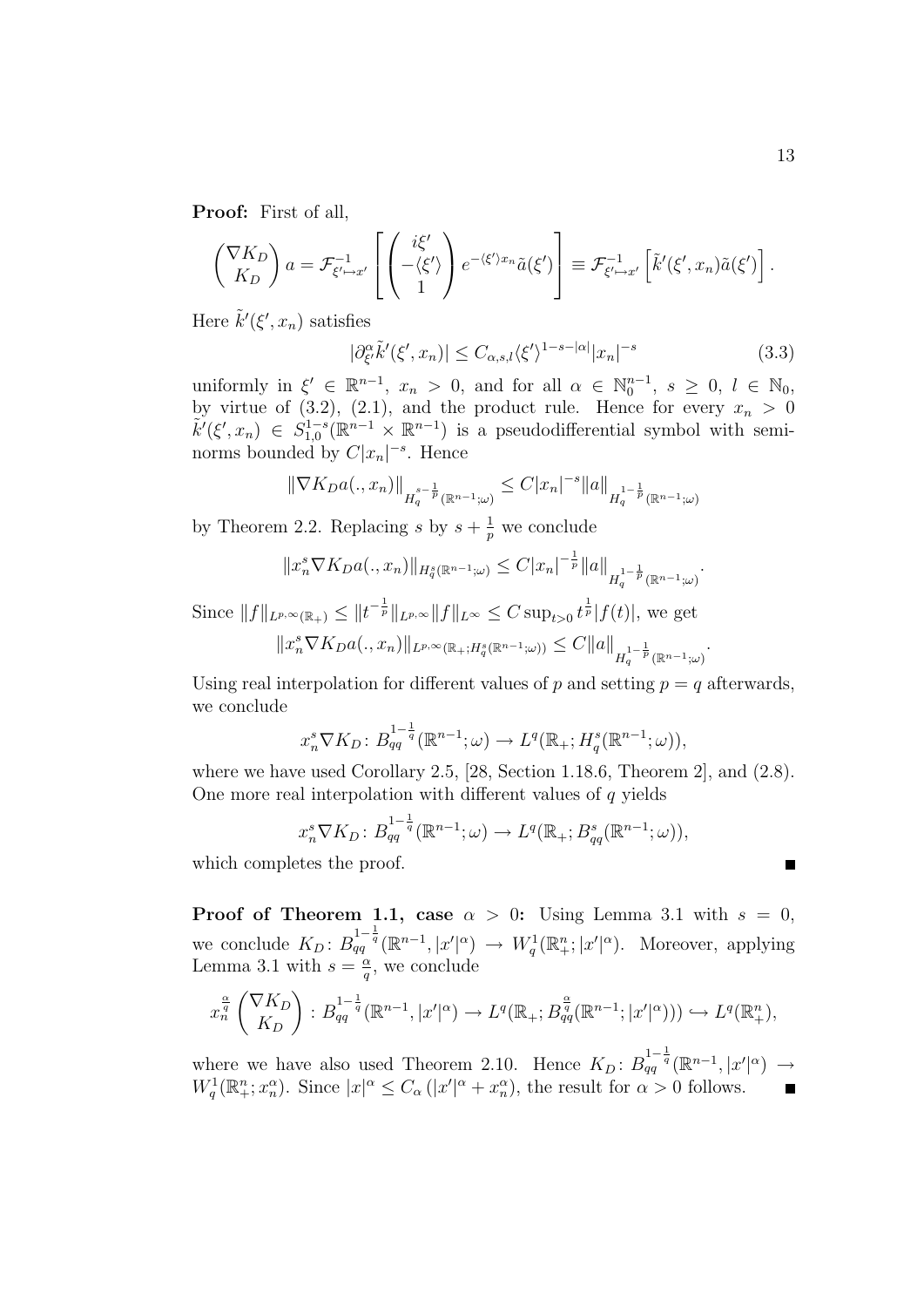**Proof:** First of all,

$$\begin{pmatrix} \nabla K_D \\ K_D \end{pmatrix} a = \mathcal{F}^{-1}_{\xi' \mapsto x'} \left[ \begin{pmatrix} i\xi' \\ -\langle \xi' \rangle \\ 1 \end{pmatrix} e^{-\langle \xi' \rangle x_n} \tilde{a}(\xi') \right] \equiv \mathcal{F}^{-1}_{\xi' \mapsto x'} \left[ \tilde{k}'(\xi', x_n) \tilde{a}(\xi') \right].$$

Here $\tilde{k}'(\xi', x_n)$ satisfies

$$|\partial^\alpha_{\xi'} \tilde{k}'(\xi', x_n)| \leq C_{\alpha,s,l} \langle \xi' \rangle^{1-s-|\alpha|} |x_n|^{-s} \tag{3.3}$$

uniformly in $\xi' \in \mathbb{R}^{n-1}$, $x_n > 0$, and for all $\alpha \in \mathbb{N}_0^{n-1}$, $s \geq 0$, $l \in \mathbb{N}_0$, by virtue of (3.2), (2.1), and the product rule. Hence for every $x_n > 0$ $\tilde{k}'(\xi', x_n) \in S^{1-s}_{1,0}(\mathbb{R}^{n-1} \times \mathbb{R}^{n-1})$ is a pseudodifferential symbol with seminorms bounded by $C|x_n|^{-s}$. Hence

$$\|\nabla K_D a(.,x_n)\|_{H^{s-\frac{1}{p}}_q(\mathbb{R}^{n-1};\omega)} \leq C|x_n|^{-s} \|a\|_{H^{1-\frac{1}{p}}_q(\mathbb{R}^{n-1};\omega)}$$

by Theorem 2.2. Replacing $s$ by $s + \frac{1}{p}$ we conclude

$$\|x_n^s \nabla K_D a(.,x_n)\|_{H^s_q(\mathbb{R}^{n-1};\omega)} \leq C|x_n|^{-\frac{1}{p}} \|a\|_{H^{1-\frac{1}{p}}_q(\mathbb{R}^{n-1};\omega)}.$$

Since $\|f\|_{L^{p,\infty}(\mathbb{R}_+)} \leq \|t^{-\frac{1}{p}}\|_{L^{p,\infty}} \|f\|_{L^\infty} \leq C \sup_{t>0} t^{\frac{1}{p}} |f(t)|$, we get

$$\|x_n^s \nabla K_D a(.,x_n)\|_{L^{p,\infty}(\mathbb{R}_+;H^s_q(\mathbb{R}^{n-1};\omega))} \leq C\|a\|_{H^{1-\frac{1}{p}}_q(\mathbb{R}^{n-1};\omega)}.$$

Using real interpolation for different values of $p$ and setting $p = q$ afterwards, we conclude

$$x_n^s \nabla K_D \colon B^{1-\frac{1}{q}}_{qq}(\mathbb{R}^{n-1};\omega) \to L^q(\mathbb{R}_+; H^s_q(\mathbb{R}^{n-1};\omega)),$$

where we have used Corollary 2.5, [28, Section 1.18.6, Theorem 2], and (2.8). One more real interpolation with different values of $q$ yields

$$x_n^s \nabla K_D \colon B^{1-\frac{1}{q}}_{qq}(\mathbb{R}^{n-1};\omega) \to L^q(\mathbb{R}_+; B^s_{qq}(\mathbb{R}^{n-1};\omega)),$$

which completes the proof. ∎

**Proof of Theorem 1.1, case $\alpha > 0$:** Using Lemma 3.1 with $s = 0$, we conclude $K_D \colon B^{1-\frac{1}{q}}_{qq}(\mathbb{R}^{n-1}, |x'|^\alpha) \to W^1_q(\mathbb{R}^n_+; |x'|^\alpha)$. Moreover, applying Lemma 3.1 with $s = \frac{\alpha}{q}$, we conclude

$$x_n^{\frac{\alpha}{q}} \begin{pmatrix} \nabla K_D \\ K_D \end{pmatrix} \colon B^{1-\frac{1}{q}}_{qq}(\mathbb{R}^{n-1}, |x'|^\alpha) \to L^q(\mathbb{R}_+; B^{\frac{\alpha}{q}}_{qq}(\mathbb{R}^{n-1}; |x'|^\alpha)) \hookrightarrow L^q(\mathbb{R}^n_+),$$

where we have also used Theorem 2.10. Hence $K_D \colon B^{1-\frac{1}{q}}_{qq}(\mathbb{R}^{n-1}, |x'|^\alpha) \to W^1_q(\mathbb{R}^n_+; x_n^\alpha)$. Since $|x|^\alpha \leq C_\alpha (|x'|^\alpha + x_n^\alpha)$, the result for $\alpha > 0$ follows. ∎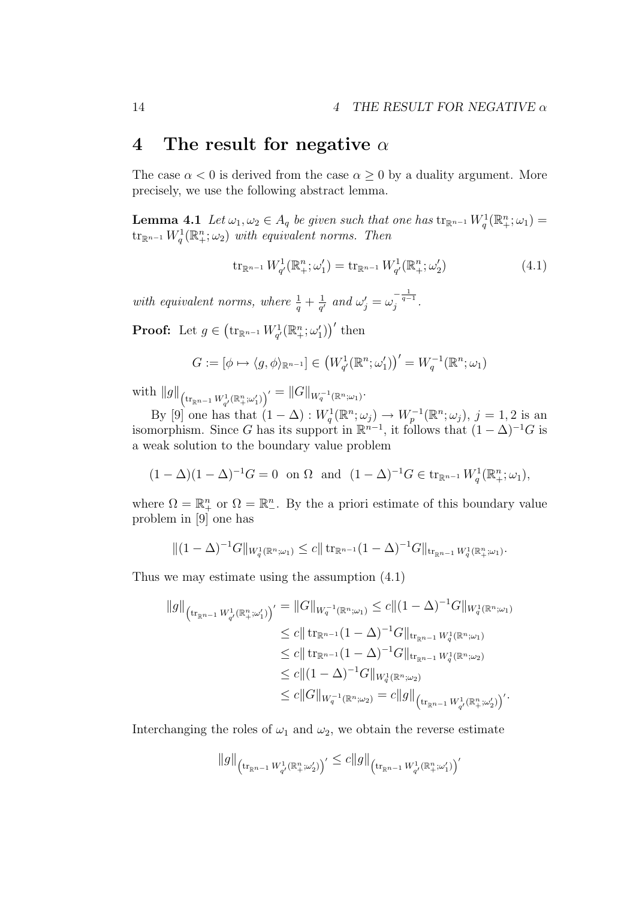# 4 The result for negative $\alpha$

The case $\alpha < 0$ is derived from the case $\alpha \geq 0$ by a duality argument. More precisely, we use the following abstract lemma.

**Lemma 4.1** *Let $\omega_1, \omega_2 \in A_q$ be given such that one has $\operatorname{tr}_{\mathbb{R}^{n-1}} W^1_q(\mathbb{R}^n_+; \omega_1) = \operatorname{tr}_{\mathbb{R}^{n-1}} W^1_q(\mathbb{R}^n_+; \omega_2)$ with equivalent norms. Then*

$$\operatorname{tr}_{\mathbb{R}^{n-1}} W^1_{q'}(\mathbb{R}^n_+; \omega_1') = \operatorname{tr}_{\mathbb{R}^{n-1}} W^1_{q'}(\mathbb{R}^n_+; \omega_2') \tag{4.1}$$

*with equivalent norms, where $\frac{1}{q} + \frac{1}{q'}$ and $\omega_j' = \omega_j^{-\frac{1}{q-1}}$.*

**Proof:** Let $g \in \left(\operatorname{tr}_{\mathbb{R}^{n-1}} W^1_{q'}(\mathbb{R}^n_+; \omega_1')\right)'$ then

$$G := [\phi \mapsto \langle g, \phi \rangle_{\mathbb{R}^{n-1}}] \in \left(W^1_{q'}(\mathbb{R}^n; \omega_1')\right)' = W^{-1}_q(\mathbb{R}^n; \omega_1)$$

with $\|g\|_{\left(\operatorname{tr}_{\mathbb{R}^{n-1}} W^1_{q'}(\mathbb{R}^n_+; \omega_1')\right)'} = \|G\|_{W^{-1}_q(\mathbb{R}^n; \omega_1)}$.

By [9] one has that $(1 - \Delta) : W^1_q(\mathbb{R}^n; \omega_j) \to W^{-1}_p(\mathbb{R}^n; \omega_j)$, $j = 1, 2$ is an isomorphism. Since $G$ has its support in $\mathbb{R}^{n-1}$, it follows that $(1 - \Delta)^{-1} G$ is a weak solution to the boundary value problem

$$(1 - \Delta)(1 - \Delta)^{-1} G = 0 \text{ on } \Omega \text{ and } (1 - \Delta)^{-1} G \in \operatorname{tr}_{\mathbb{R}^{n-1}} W^1_q(\mathbb{R}^n_+; \omega_1),$$

where $\Omega = \mathbb{R}^n_+$ or $\Omega = \mathbb{R}^n_-$. By the a priori estimate of this boundary value problem in [9] one has

$$\|(1 - \Delta)^{-1} G\|_{W^1_q(\mathbb{R}^n; \omega_1)} \leq c \|\operatorname{tr}_{\mathbb{R}^{n-1}} (1 - \Delta)^{-1} G\|_{\operatorname{tr}_{\mathbb{R}^{n-1}} W^1_q(\mathbb{R}^n_+; \omega_1)}.$$

Thus we may estimate using the assumption (4.1)

$$\begin{aligned}
\|g\|_{\left(\operatorname{tr}_{\mathbb{R}^{n-1}} W^1_{q'}(\mathbb{R}^n_+; \omega_1')\right)'} &= \|G\|_{W^{-1}_q(\mathbb{R}^n; \omega_1)} \leq c \|(1 - \Delta)^{-1} G\|_{W^1_q(\mathbb{R}^n; \omega_1)} \\
&\leq c \|\operatorname{tr}_{\mathbb{R}^{n-1}} (1 - \Delta)^{-1} G\|_{\operatorname{tr}_{\mathbb{R}^{n-1}} W^1_q(\mathbb{R}^n; \omega_1)} \\
&\leq c \|\operatorname{tr}_{\mathbb{R}^{n-1}} (1 - \Delta)^{-1} G\|_{\operatorname{tr}_{\mathbb{R}^{n-1}} W^1_q(\mathbb{R}^n; \omega_2)} \\
&\leq c \|(1 - \Delta)^{-1} G\|_{W^1_q(\mathbb{R}^n; \omega_2)} \\
&\leq c \|G\|_{W^{-1}_q(\mathbb{R}^n; \omega_2)} = c \|g\|_{\left(\operatorname{tr}_{\mathbb{R}^{n-1}} W^1_{q'}(\mathbb{R}^n_+; \omega_2')\right)'}.
\end{aligned}$$

Interchanging the roles of $\omega_1$ and $\omega_2$, we obtain the reverse estimate

$$\|g\|_{\left(\operatorname{tr}_{\mathbb{R}^{n-1}} W^1_{q'}(\mathbb{R}^n_+; \omega_2')\right)'} \leq c \|g\|_{\left(\operatorname{tr}_{\mathbb{R}^{n-1}} W^1_{q'}(\mathbb{R}^n_+; \omega_1')\right)'}$$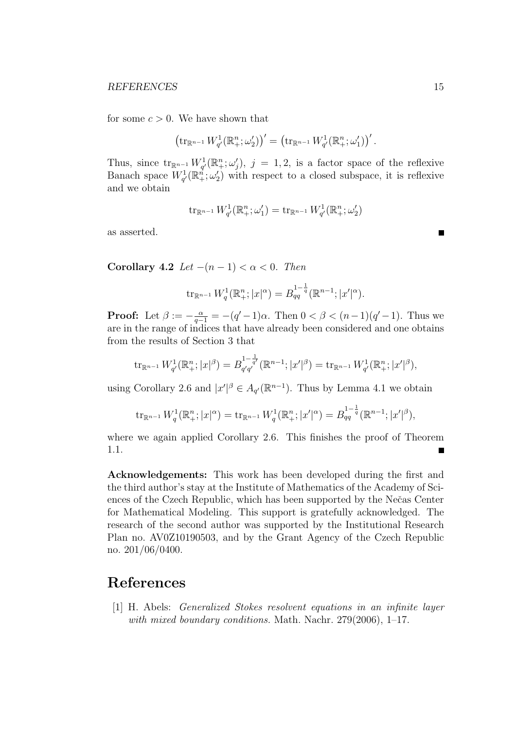for some $c > 0$. We have shown that

$$\left(\operatorname{tr}_{\mathbb{R}^{n-1}} W^1_{q'}(\mathbb{R}^n_+;\omega_2')\right)' = \left(\operatorname{tr}_{\mathbb{R}^{n-1}} W^1_{q'}(\mathbb{R}^n_+;\omega_1')\right)'.$$

Thus, since $\operatorname{tr}_{\mathbb{R}^{n-1}} W^1_{q'}(\mathbb{R}^n_+;\omega_j')$, $j = 1, 2$, is a factor space of the reflexive Banach space $W^1_{q'}(\mathbb{R}^n_+;\omega_2')$ with respect to a closed subspace, it is reflexive and we obtain

$$\operatorname{tr}_{\mathbb{R}^{n-1}} W^1_{q'}(\mathbb{R}^n_+;\omega_1') = \operatorname{tr}_{\mathbb{R}^{n-1}} W^1_{q'}(\mathbb{R}^n_+;\omega_2')$$

as asserted. ∎

**Corollary 4.2** *Let $-(n-1) < \alpha < 0$. Then*

$$\operatorname{tr}_{\mathbb{R}^{n-1}} W^1_q(\mathbb{R}^n_+;|x|^\alpha) = B^{1-\frac{1}{q}}_{qq}(\mathbb{R}^{n-1};|x'|^\alpha).$$

**Proof:** Let $\beta := -\frac{\alpha}{q-1} = -(q'-1)\alpha$. Then $0 < \beta < (n-1)(q'-1)$. Thus we are in the range of indices that have already been considered and one obtains from the results of Section 3 that

$$\operatorname{tr}_{\mathbb{R}^{n-1}} W^1_{q'}(\mathbb{R}^n_+;|x|^\beta) = B^{1-\frac{1}{q'}}_{q'q'}(\mathbb{R}^{n-1};|x'|^\beta) = \operatorname{tr}_{\mathbb{R}^{n-1}} W^1_{q'}(\mathbb{R}^n_+;|x'|^\beta),$$

using Corollary 2.6 and $|x'|^\beta \in A_{q'}(\mathbb{R}^{n-1})$. Thus by Lemma 4.1 we obtain

$$\operatorname{tr}_{\mathbb{R}^{n-1}} W^1_q(\mathbb{R}^n_+;|x|^\alpha) = \operatorname{tr}_{\mathbb{R}^{n-1}} W^1_q(\mathbb{R}^n_+;|x'|^\alpha) = B^{1-\frac{1}{q}}_{qq}(\mathbb{R}^{n-1};|x'|^\beta),$$

where we again applied Corollary 2.6. This finishes the proof of Theorem 1.1. ∎

**Acknowledgements:** This work has been developed during the first and the third author's stay at the Institute of Mathematics of the Academy of Sciences of the Czech Republic, which has been supported by the Nečas Center for Mathematical Modeling. This support is gratefully acknowledged. The research of the second author was supported by the Institutional Research Plan no. AV0Z10190503, and by the Grant Agency of the Czech Republic no. 201/06/0400.

# References

[1] H. Abels: *Generalized Stokes resolvent equations in an infinite layer with mixed boundary conditions.* Math. Nachr. 279(2006), 1–17.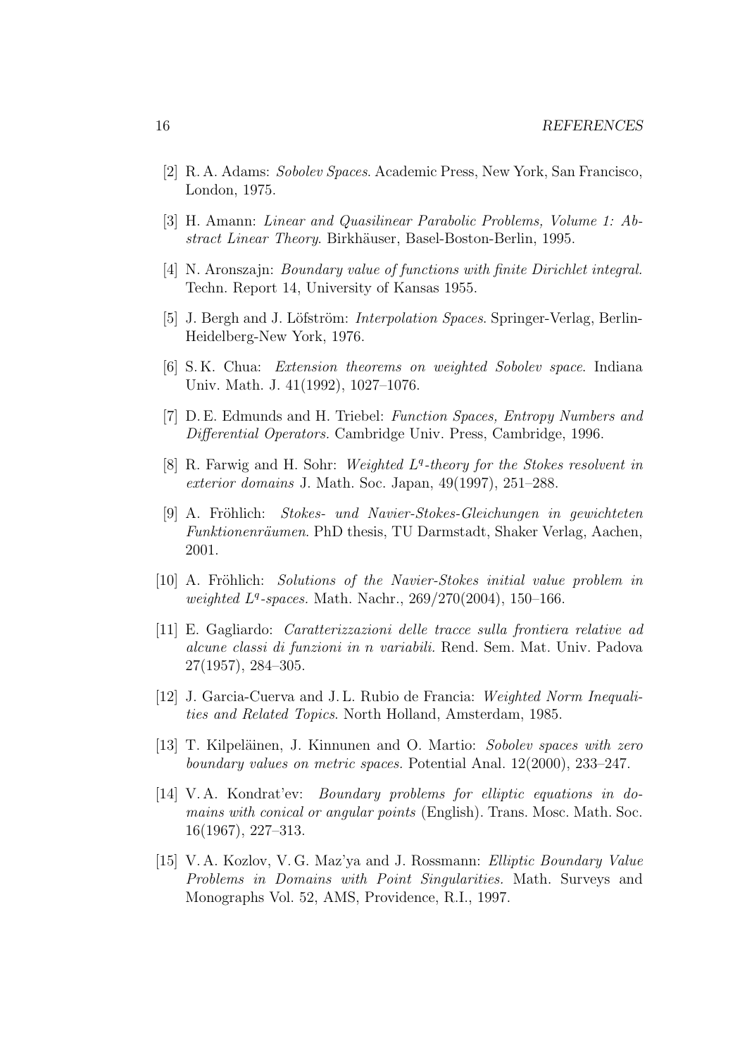[2] R. A. Adams: *Sobolev Spaces*. Academic Press, New York, San Francisco, London, 1975.

[3] H. Amann: *Linear and Quasilinear Parabolic Problems, Volume 1: Abstract Linear Theory*. Birkhäuser, Basel-Boston-Berlin, 1995.

[4] N. Aronszajn: *Boundary value of functions with finite Dirichlet integral.* Techn. Report 14, University of Kansas 1955.

[5] J. Bergh and J. Löfström: *Interpolation Spaces*. Springer-Verlag, Berlin-Heidelberg-New York, 1976.

[6] S. K. Chua: *Extension theorems on weighted Sobolev space*. Indiana Univ. Math. J. 41(1992), 1027–1076.

[7] D. E. Edmunds and H. Triebel: *Function Spaces, Entropy Numbers and Differential Operators.* Cambridge Univ. Press, Cambridge, 1996.

[8] R. Farwig and H. Sohr: *Weighted $L^q$-theory for the Stokes resolvent in exterior domains* J. Math. Soc. Japan, 49(1997), 251–288.

[9] A. Fröhlich: *Stokes- und Navier-Stokes-Gleichungen in gewichteten Funktionenräumen*. PhD thesis, TU Darmstadt, Shaker Verlag, Aachen, 2001.

[10] A. Fröhlich: *Solutions of the Navier-Stokes initial value problem in weighted $L^q$-spaces.* Math. Nachr., 269/270(2004), 150–166.

[11] E. Gagliardo: *Caratterizzazioni delle tracce sulla frontiera relative ad alcune classi di funzioni in n variabili.* Rend. Sem. Mat. Univ. Padova 27(1957), 284–305.

[12] J. Garcia-Cuerva and J. L. Rubio de Francia: *Weighted Norm Inequalities and Related Topics*. North Holland, Amsterdam, 1985.

[13] T. Kilpeläinen, J. Kinnunen and O. Martio: *Sobolev spaces with zero boundary values on metric spaces.* Potential Anal. 12(2000), 233–247.

[14] V. A. Kondrat'ev: *Boundary problems for elliptic equations in domains with conical or angular points* (English). Trans. Mosc. Math. Soc. 16(1967), 227–313.

[15] V. A. Kozlov, V. G. Maz'ya and J. Rossmann: *Elliptic Boundary Value Problems in Domains with Point Singularities.* Math. Surveys and Monographs Vol. 52, AMS, Providence, R.I., 1997.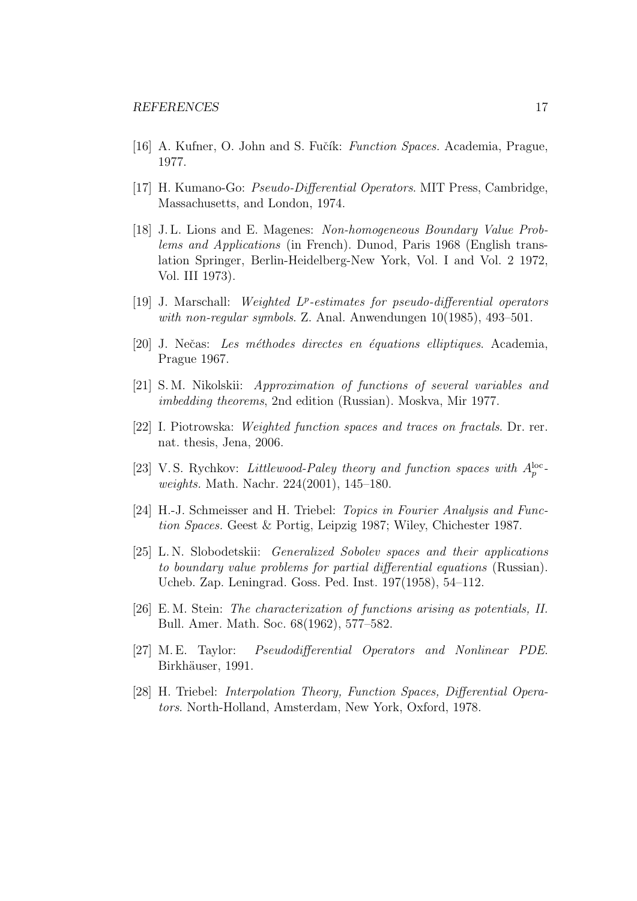[16] A. Kufner, O. John and S. Fučík: *Function Spaces.* Academia, Prague, 1977.

[17] H. Kumano-Go: *Pseudo-Differential Operators*. MIT Press, Cambridge, Massachusetts, and London, 1974.

[18] J. L. Lions and E. Magenes: *Non-homogeneous Boundary Value Problems and Applications* (in French). Dunod, Paris 1968 (English translation Springer, Berlin-Heidelberg-New York, Vol. I and Vol. 2 1972, Vol. III 1973).

[19] J. Marschall: *Weighted $L^p$-estimates for pseudo-differential operators with non-regular symbols*. Z. Anal. Anwendungen 10(1985), 493–501.

[20] J. Nečas: *Les méthodes directes en équations elliptiques*. Academia, Prague 1967.

[21] S. M. Nikolskii: *Approximation of functions of several variables and imbedding theorems*, 2nd edition (Russian). Moskva, Mir 1977.

[22] I. Piotrowska: *Weighted function spaces and traces on fractals*. Dr. rer. nat. thesis, Jena, 2006.

[23] V. S. Rychkov: *Littlewood-Paley theory and function spaces with $A_p^{\mathrm{loc}}$-weights*. Math. Nachr. 224(2001), 145–180.

[24] H.-J. Schmeisser and H. Triebel: *Topics in Fourier Analysis and Function Spaces.* Geest & Portig, Leipzig 1987; Wiley, Chichester 1987.

[25] L. N. Slobodetskii: *Generalized Sobolev spaces and their applications to boundary value problems for partial differential equations* (Russian). Ucheb. Zap. Leningrad. Goss. Ped. Inst. 197(1958), 54–112.

[26] E. M. Stein: *The characterization of functions arising as potentials, II.* Bull. Amer. Math. Soc. 68(1962), 577–582.

[27] M. E. Taylor: *Pseudodifferential Operators and Nonlinear PDE.* Birkhäuser, 1991.

[28] H. Triebel: *Interpolation Theory, Function Spaces, Differential Operators*. North-Holland, Amsterdam, New York, Oxford, 1978.